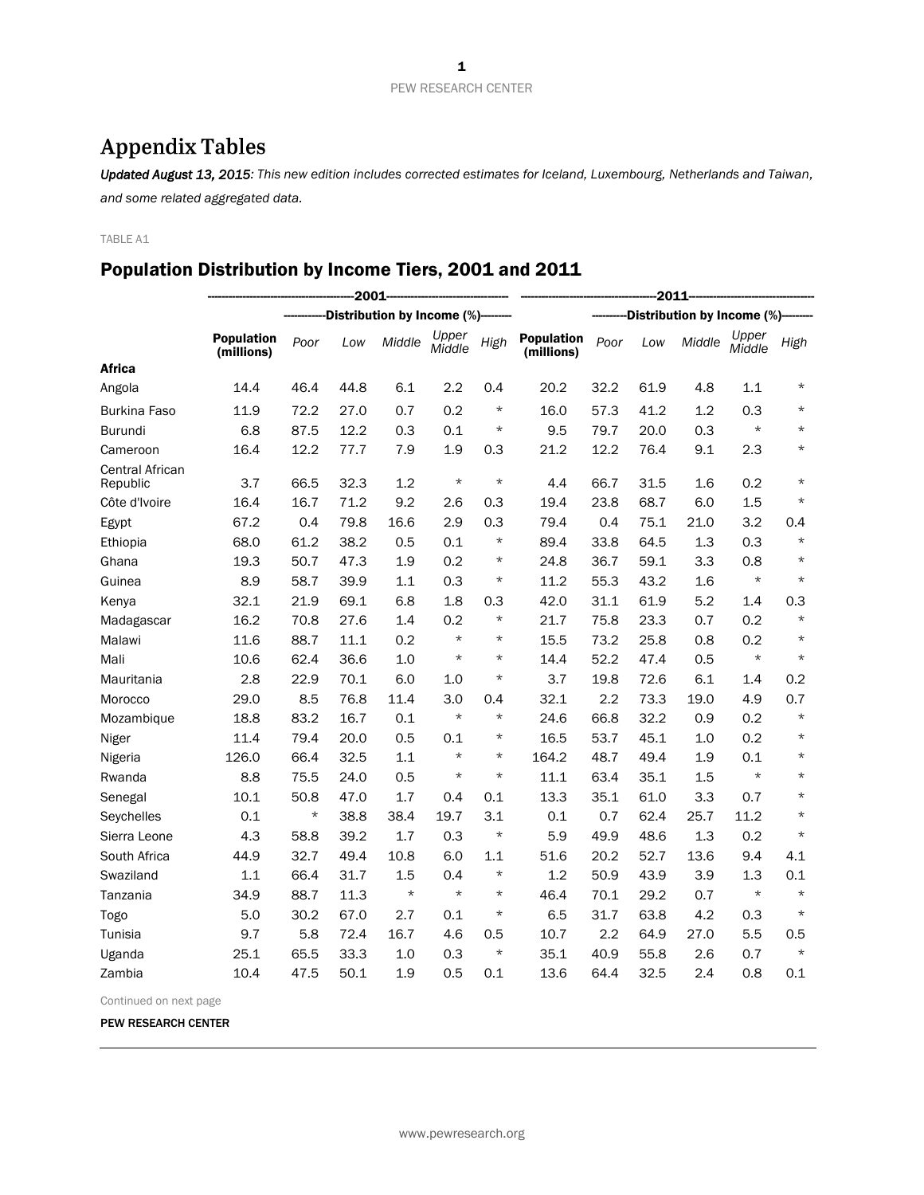# Appendix Tables

***Updated August 13, 2015**: This new edition includes corrected estimates for Iceland, Luxembourg, Netherlands and Taiwan, and some related aggregated data.*

TABLE A1

## Population Distribution by Income Tiers, 2001 and 2011

| | 2001 | | | | | | 2011 | | | | | |
|---|---|---|---|---|---|---|---|---|---|---|---|---|
| | | Distribution by Income (%) | | | | | | Distribution by Income (%) | | | | |
| | **Population (millions)** | *Poor* | *Low* | *Middle* | *Upper Middle* | *High* | **Population (millions)** | *Poor* | *Low* | *Middle* | *Upper Middle* | *High* |
| **Africa** | | | | | | | | | | | | |
| Angola | 14.4 | 46.4 | 44.8 | 6.1 | 2.2 | 0.4 | 20.2 | 32.2 | 61.9 | 4.8 | 1.1 | * |
| Burkina Faso | 11.9 | 72.2 | 27.0 | 0.7 | 0.2 | * | 16.0 | 57.3 | 41.2 | 1.2 | 0.3 | * |
| Burundi | 6.8 | 87.5 | 12.2 | 0.3 | 0.1 | * | 9.5 | 79.7 | 20.0 | 0.3 | * | * |
| Cameroon | 16.4 | 12.2 | 77.7 | 7.9 | 1.9 | 0.3 | 21.2 | 12.2 | 76.4 | 9.1 | 2.3 | * |
| Central African Republic | 3.7 | 66.5 | 32.3 | 1.2 | * | * | 4.4 | 66.7 | 31.5 | 1.6 | 0.2 | * |
| Côte d'Ivoire | 16.4 | 16.7 | 71.2 | 9.2 | 2.6 | 0.3 | 19.4 | 23.8 | 68.7 | 6.0 | 1.5 | * |
| Egypt | 67.2 | 0.4 | 79.8 | 16.6 | 2.9 | 0.3 | 79.4 | 0.4 | 75.1 | 21.0 | 3.2 | 0.4 |
| Ethiopia | 68.0 | 61.2 | 38.2 | 0.5 | 0.1 | * | 89.4 | 33.8 | 64.5 | 1.3 | 0.3 | * |
| Ghana | 19.3 | 50.7 | 47.3 | 1.9 | 0.2 | * | 24.8 | 36.7 | 59.1 | 3.3 | 0.8 | * |
| Guinea | 8.9 | 58.7 | 39.9 | 1.1 | 0.3 | * | 11.2 | 55.3 | 43.2 | 1.6 | * | * |
| Kenya | 32.1 | 21.9 | 69.1 | 6.8 | 1.8 | 0.3 | 42.0 | 31.1 | 61.9 | 5.2 | 1.4 | 0.3 |
| Madagascar | 16.2 | 70.8 | 27.6 | 1.4 | 0.2 | * | 21.7 | 75.8 | 23.3 | 0.7 | 0.2 | * |
| Malawi | 11.6 | 88.7 | 11.1 | 0.2 | * | * | 15.5 | 73.2 | 25.8 | 0.8 | 0.2 | * |
| Mali | 10.6 | 62.4 | 36.6 | 1.0 | * | * | 14.4 | 52.2 | 47.4 | 0.5 | * | * |
| Mauritania | 2.8 | 22.9 | 70.1 | 6.0 | 1.0 | * | 3.7 | 19.8 | 72.6 | 6.1 | 1.4 | 0.2 |
| Morocco | 29.0 | 8.5 | 76.8 | 11.4 | 3.0 | 0.4 | 32.1 | 2.2 | 73.3 | 19.0 | 4.9 | 0.7 |
| Mozambique | 18.8 | 83.2 | 16.7 | 0.1 | * | * | 24.6 | 66.8 | 32.2 | 0.9 | 0.2 | * |
| Niger | 11.4 | 79.4 | 20.0 | 0.5 | 0.1 | * | 16.5 | 53.7 | 45.1 | 1.0 | 0.2 | * |
| Nigeria | 126.0 | 66.4 | 32.5 | 1.1 | * | * | 164.2 | 48.7 | 49.4 | 1.9 | 0.1 | * |
| Rwanda | 8.8 | 75.5 | 24.0 | 0.5 | * | * | 11.1 | 63.4 | 35.1 | 1.5 | * | * |
| Senegal | 10.1 | 50.8 | 47.0 | 1.7 | 0.4 | 0.1 | 13.3 | 35.1 | 61.0 | 3.3 | 0.7 | * |
| Seychelles | 0.1 | * | 38.8 | 38.4 | 19.7 | 3.1 | 0.1 | 0.7 | 62.4 | 25.7 | 11.2 | * |
| Sierra Leone | 4.3 | 58.8 | 39.2 | 1.7 | 0.3 | * | 5.9 | 49.9 | 48.6 | 1.3 | 0.2 | * |
| South Africa | 44.9 | 32.7 | 49.4 | 10.8 | 6.0 | 1.1 | 51.6 | 20.2 | 52.7 | 13.6 | 9.4 | 4.1 |
| Swaziland | 1.1 | 66.4 | 31.7 | 1.5 | 0.4 | * | 1.2 | 50.9 | 43.9 | 3.9 | 1.3 | 0.1 |
| Tanzania | 34.9 | 88.7 | 11.3 | * | * | * | 46.4 | 70.1 | 29.2 | 0.7 | * | * |
| Togo | 5.0 | 30.2 | 67.0 | 2.7 | 0.1 | * | 6.5 | 31.7 | 63.8 | 4.2 | 0.3 | * |
| Tunisia | 9.7 | 5.8 | 72.4 | 16.7 | 4.6 | 0.5 | 10.7 | 2.2 | 64.9 | 27.0 | 5.5 | 0.5 |
| Uganda | 25.1 | 65.5 | 33.3 | 1.0 | 0.3 | * | 35.1 | 40.9 | 55.8 | 2.6 | 0.7 | * |
| Zambia | 10.4 | 47.5 | 50.1 | 1.9 | 0.5 | 0.1 | 13.6 | 64.4 | 32.5 | 2.4 | 0.8 | 0.1 |

Continued on next page

PEW RESEARCH CENTER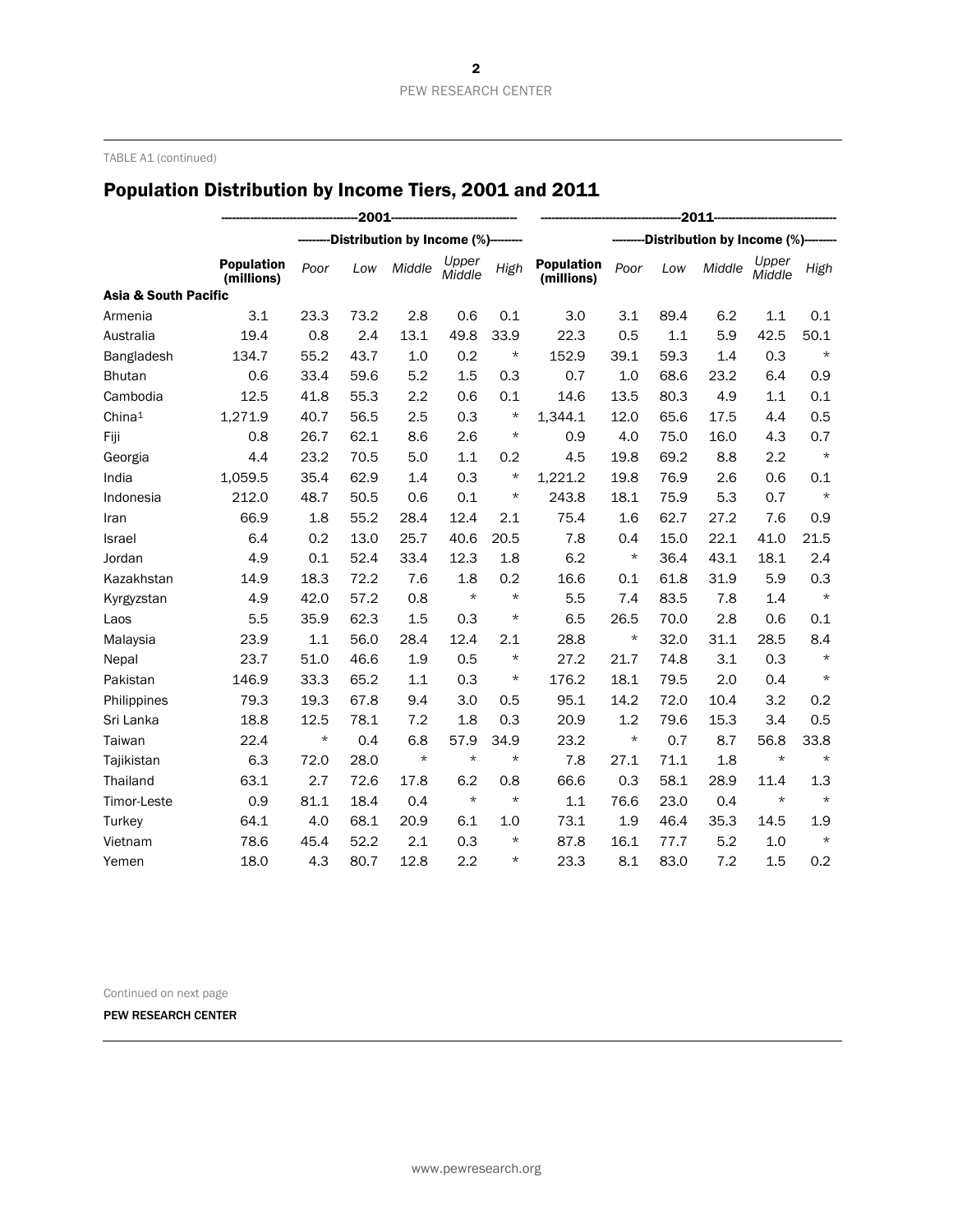TABLE A1 (continued)

## Population Distribution by Income Tiers, 2001 and 2011

| | 2001 | | | | | | 2011 | | | | | |
|---|---|---|---|---|---|---|---|---|---|---|---|---|
| | | Distribution by Income (%) | | | | | | Distribution by Income (%) | | | | |
| | **Population (millions)** | *Poor* | *Low* | *Middle* | *Upper Middle* | *High* | **Population (millions)** | *Poor* | *Low* | *Middle* | *Upper Middle* | *High* |
| **Asia & South Pacific** | | | | | | | | | | | | |
| Armenia | 3.1 | 23.3 | 73.2 | 2.8 | 0.6 | 0.1 | 3.0 | 3.1 | 89.4 | 6.2 | 1.1 | 0.1 |
| Australia | 19.4 | 0.8 | 2.4 | 13.1 | 49.8 | 33.9 | 22.3 | 0.5 | 1.1 | 5.9 | 42.5 | 50.1 |
| Bangladesh | 134.7 | 55.2 | 43.7 | 1.0 | 0.2 | * | 152.9 | 39.1 | 59.3 | 1.4 | 0.3 | * |
| Bhutan | 0.6 | 33.4 | 59.6 | 5.2 | 1.5 | 0.3 | 0.7 | 1.0 | 68.6 | 23.2 | 6.4 | 0.9 |
| Cambodia | 12.5 | 41.8 | 55.3 | 2.2 | 0.6 | 0.1 | 14.6 | 13.5 | 80.3 | 4.9 | 1.1 | 0.1 |
| China[1] | 1,271.9 | 40.7 | 56.5 | 2.5 | 0.3 | * | 1,344.1 | 12.0 | 65.6 | 17.5 | 4.4 | 0.5 |
| Fiji | 0.8 | 26.7 | 62.1 | 8.6 | 2.6 | * | 0.9 | 4.0 | 75.0 | 16.0 | 4.3 | 0.7 |
| Georgia | 4.4 | 23.2 | 70.5 | 5.0 | 1.1 | 0.2 | 4.5 | 19.8 | 69.2 | 8.8 | 2.2 | * |
| India | 1,059.5 | 35.4 | 62.9 | 1.4 | 0.3 | * | 1,221.2 | 19.8 | 76.9 | 2.6 | 0.6 | 0.1 |
| Indonesia | 212.0 | 48.7 | 50.5 | 0.6 | 0.1 | * | 243.8 | 18.1 | 75.9 | 5.3 | 0.7 | * |
| Iran | 66.9 | 1.8 | 55.2 | 28.4 | 12.4 | 2.1 | 75.4 | 1.6 | 62.7 | 27.2 | 7.6 | 0.9 |
| Israel | 6.4 | 0.2 | 13.0 | 25.7 | 40.6 | 20.5 | 7.8 | 0.4 | 15.0 | 22.1 | 41.0 | 21.5 |
| Jordan | 4.9 | 0.1 | 52.4 | 33.4 | 12.3 | 1.8 | 6.2 | * | 36.4 | 43.1 | 18.1 | 2.4 |
| Kazakhstan | 14.9 | 18.3 | 72.2 | 7.6 | 1.8 | 0.2 | 16.6 | 0.1 | 61.8 | 31.9 | 5.9 | 0.3 |
| Kyrgyzstan | 4.9 | 42.0 | 57.2 | 0.8 | * | * | 5.5 | 7.4 | 83.5 | 7.8 | 1.4 | * |
| Laos | 5.5 | 35.9 | 62.3 | 1.5 | 0.3 | * | 6.5 | 26.5 | 70.0 | 2.8 | 0.6 | 0.1 |
| Malaysia | 23.9 | 1.1 | 56.0 | 28.4 | 12.4 | 2.1 | 28.8 | * | 32.0 | 31.1 | 28.5 | 8.4 |
| Nepal | 23.7 | 51.0 | 46.6 | 1.9 | 0.5 | * | 27.2 | 21.7 | 74.8 | 3.1 | 0.3 | * |
| Pakistan | 146.9 | 33.3 | 65.2 | 1.1 | 0.3 | * | 176.2 | 18.1 | 79.5 | 2.0 | 0.4 | * |
| Philippines | 79.3 | 19.3 | 67.8 | 9.4 | 3.0 | 0.5 | 95.1 | 14.2 | 72.0 | 10.4 | 3.2 | 0.2 |
| Sri Lanka | 18.8 | 12.5 | 78.1 | 7.2 | 1.8 | 0.3 | 20.9 | 1.2 | 79.6 | 15.3 | 3.4 | 0.5 |
| Taiwan | 22.4 | * | 0.4 | 6.8 | 57.9 | 34.9 | 23.2 | * | 0.7 | 8.7 | 56.8 | 33.8 |
| Tajikistan | 6.3 | 72.0 | 28.0 | * | * | * | 7.8 | 27.1 | 71.1 | 1.8 | * | * |
| Thailand | 63.1 | 2.7 | 72.6 | 17.8 | 6.2 | 0.8 | 66.6 | 0.3 | 58.1 | 28.9 | 11.4 | 1.3 |
| Timor-Leste | 0.9 | 81.1 | 18.4 | 0.4 | * | * | 1.1 | 76.6 | 23.0 | 0.4 | * | * |
| Turkey | 64.1 | 4.0 | 68.1 | 20.9 | 6.1 | 1.0 | 73.1 | 1.9 | 46.4 | 35.3 | 14.5 | 1.9 |
| Vietnam | 78.6 | 45.4 | 52.2 | 2.1 | 0.3 | * | 87.8 | 16.1 | 77.7 | 5.2 | 1.0 | * |
| Yemen | 18.0 | 4.3 | 80.7 | 12.8 | 2.2 | * | 23.3 | 8.1 | 83.0 | 7.2 | 1.5 | 0.2 |

Continued on next page

PEW RESEARCH CENTER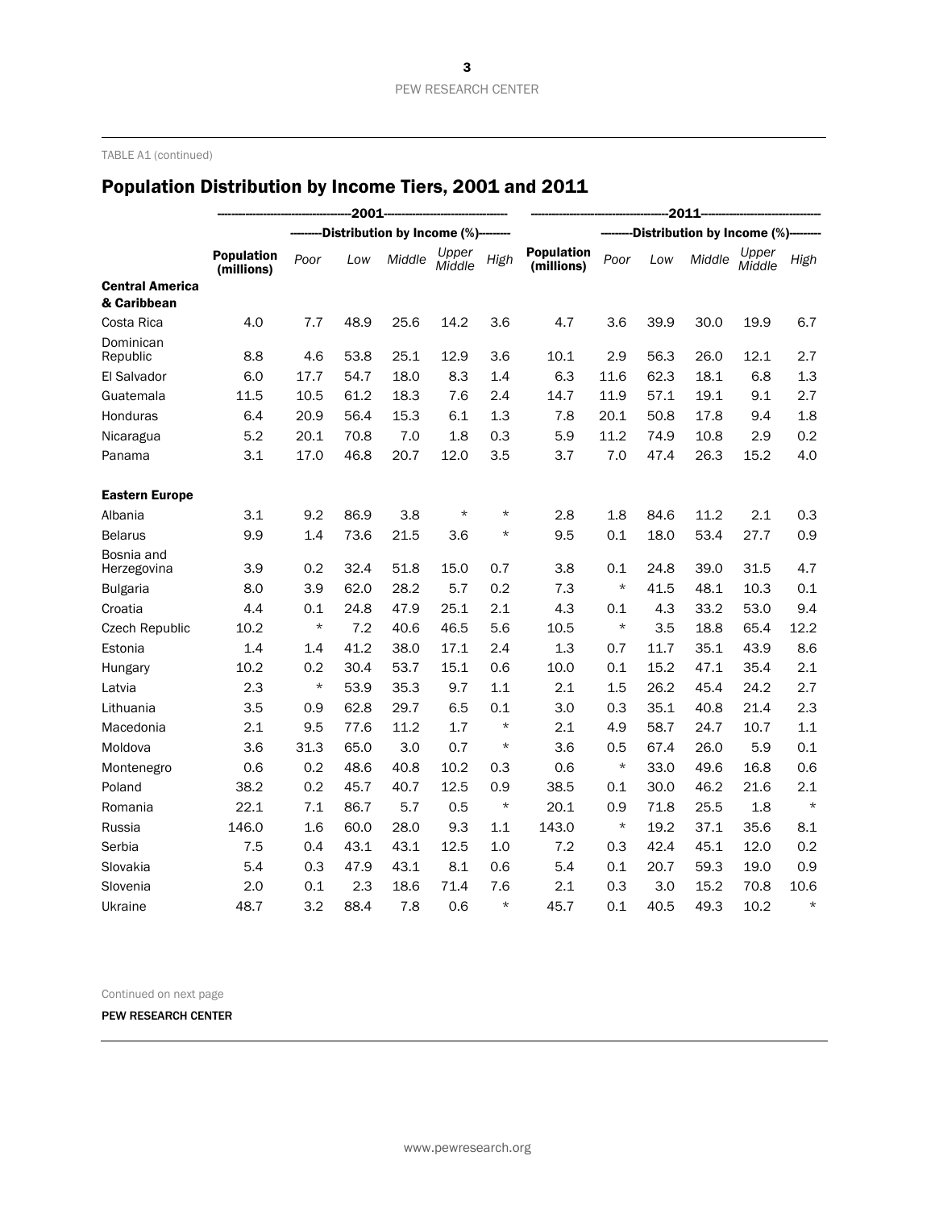TABLE A1 (continued)

## Population Distribution by Income Tiers, 2001 and 2011

| | 2001 | | | | | | 2011 | | | | | |
|---|---|---|---|---|---|---|---|---|---|---|---|---|
| | | Distribution by Income (%) | | | | | | Distribution by Income (%) | | | | |
| | **Population (millions)** | *Poor* | *Low* | *Middle* | *Upper Middle* | *High* | **Population (millions)** | *Poor* | *Low* | *Middle* | *Upper Middle* | *High* |
| **Central America & Caribbean** | | | | | | | | | | | | |
| Costa Rica | 4.0 | 7.7 | 48.9 | 25.6 | 14.2 | 3.6 | 4.7 | 3.6 | 39.9 | 30.0 | 19.9 | 6.7 |
| Dominican Republic | 8.8 | 4.6 | 53.8 | 25.1 | 12.9 | 3.6 | 10.1 | 2.9 | 56.3 | 26.0 | 12.1 | 2.7 |
| El Salvador | 6.0 | 17.7 | 54.7 | 18.0 | 8.3 | 1.4 | 6.3 | 11.6 | 62.3 | 18.1 | 6.8 | 1.3 |
| Guatemala | 11.5 | 10.5 | 61.2 | 18.3 | 7.6 | 2.4 | 14.7 | 11.9 | 57.1 | 19.1 | 9.1 | 2.7 |
| Honduras | 6.4 | 20.9 | 56.4 | 15.3 | 6.1 | 1.3 | 7.8 | 20.1 | 50.8 | 17.8 | 9.4 | 1.8 |
| Nicaragua | 5.2 | 20.1 | 70.8 | 7.0 | 1.8 | 0.3 | 5.9 | 11.2 | 74.9 | 10.8 | 2.9 | 0.2 |
| Panama | 3.1 | 17.0 | 46.8 | 20.7 | 12.0 | 3.5 | 3.7 | 7.0 | 47.4 | 26.3 | 15.2 | 4.0 |
| **Eastern Europe** | | | | | | | | | | | | |
| Albania | 3.1 | 9.2 | 86.9 | 3.8 | * | * | 2.8 | 1.8 | 84.6 | 11.2 | 2.1 | 0.3 |
| Belarus | 9.9 | 1.4 | 73.6 | 21.5 | 3.6 | * | 9.5 | 0.1 | 18.0 | 53.4 | 27.7 | 0.9 |
| Bosnia and Herzegovina | 3.9 | 0.2 | 32.4 | 51.8 | 15.0 | 0.7 | 3.8 | 0.1 | 24.8 | 39.0 | 31.5 | 4.7 |
| Bulgaria | 8.0 | 3.9 | 62.0 | 28.2 | 5.7 | 0.2 | 7.3 | * | 41.5 | 48.1 | 10.3 | 0.1 |
| Croatia | 4.4 | 0.1 | 24.8 | 47.9 | 25.1 | 2.1 | 4.3 | 0.1 | 4.3 | 33.2 | 53.0 | 9.4 |
| Czech Republic | 10.2 | * | 7.2 | 40.6 | 46.5 | 5.6 | 10.5 | * | 3.5 | 18.8 | 65.4 | 12.2 |
| Estonia | 1.4 | 1.4 | 41.2 | 38.0 | 17.1 | 2.4 | 1.3 | 0.7 | 11.7 | 35.1 | 43.9 | 8.6 |
| Hungary | 10.2 | 0.2 | 30.4 | 53.7 | 15.1 | 0.6 | 10.0 | 0.1 | 15.2 | 47.1 | 35.4 | 2.1 |
| Latvia | 2.3 | * | 53.9 | 35.3 | 9.7 | 1.1 | 2.1 | 1.5 | 26.2 | 45.4 | 24.2 | 2.7 |
| Lithuania | 3.5 | 0.9 | 62.8 | 29.7 | 6.5 | 0.1 | 3.0 | 0.3 | 35.1 | 40.8 | 21.4 | 2.3 |
| Macedonia | 2.1 | 9.5 | 77.6 | 11.2 | 1.7 | * | 2.1 | 4.9 | 58.7 | 24.7 | 10.7 | 1.1 |
| Moldova | 3.6 | 31.3 | 65.0 | 3.0 | 0.7 | * | 3.6 | 0.5 | 67.4 | 26.0 | 5.9 | 0.1 |
| Montenegro | 0.6 | 0.2 | 48.6 | 40.8 | 10.2 | 0.3 | 0.6 | * | 33.0 | 49.6 | 16.8 | 0.6 |
| Poland | 38.2 | 0.2 | 45.7 | 40.7 | 12.5 | 0.9 | 38.5 | 0.1 | 30.0 | 46.2 | 21.6 | 2.1 |
| Romania | 22.1 | 7.1 | 86.7 | 5.7 | 0.5 | * | 20.1 | 0.9 | 71.8 | 25.5 | 1.8 | * |
| Russia | 146.0 | 1.6 | 60.0 | 28.0 | 9.3 | 1.1 | 143.0 | * | 19.2 | 37.1 | 35.6 | 8.1 |
| Serbia | 7.5 | 0.4 | 43.1 | 43.1 | 12.5 | 1.0 | 7.2 | 0.3 | 42.4 | 45.1 | 12.0 | 0.2 |
| Slovakia | 5.4 | 0.3 | 47.9 | 43.1 | 8.1 | 0.6 | 5.4 | 0.1 | 20.7 | 59.3 | 19.0 | 0.9 |
| Slovenia | 2.0 | 0.1 | 2.3 | 18.6 | 71.4 | 7.6 | 2.1 | 0.3 | 3.0 | 15.2 | 70.8 | 10.6 |
| Ukraine | 48.7 | 3.2 | 88.4 | 7.8 | 0.6 | * | 45.7 | 0.1 | 40.5 | 49.3 | 10.2 | * |

Continued on next page

PEW RESEARCH CENTER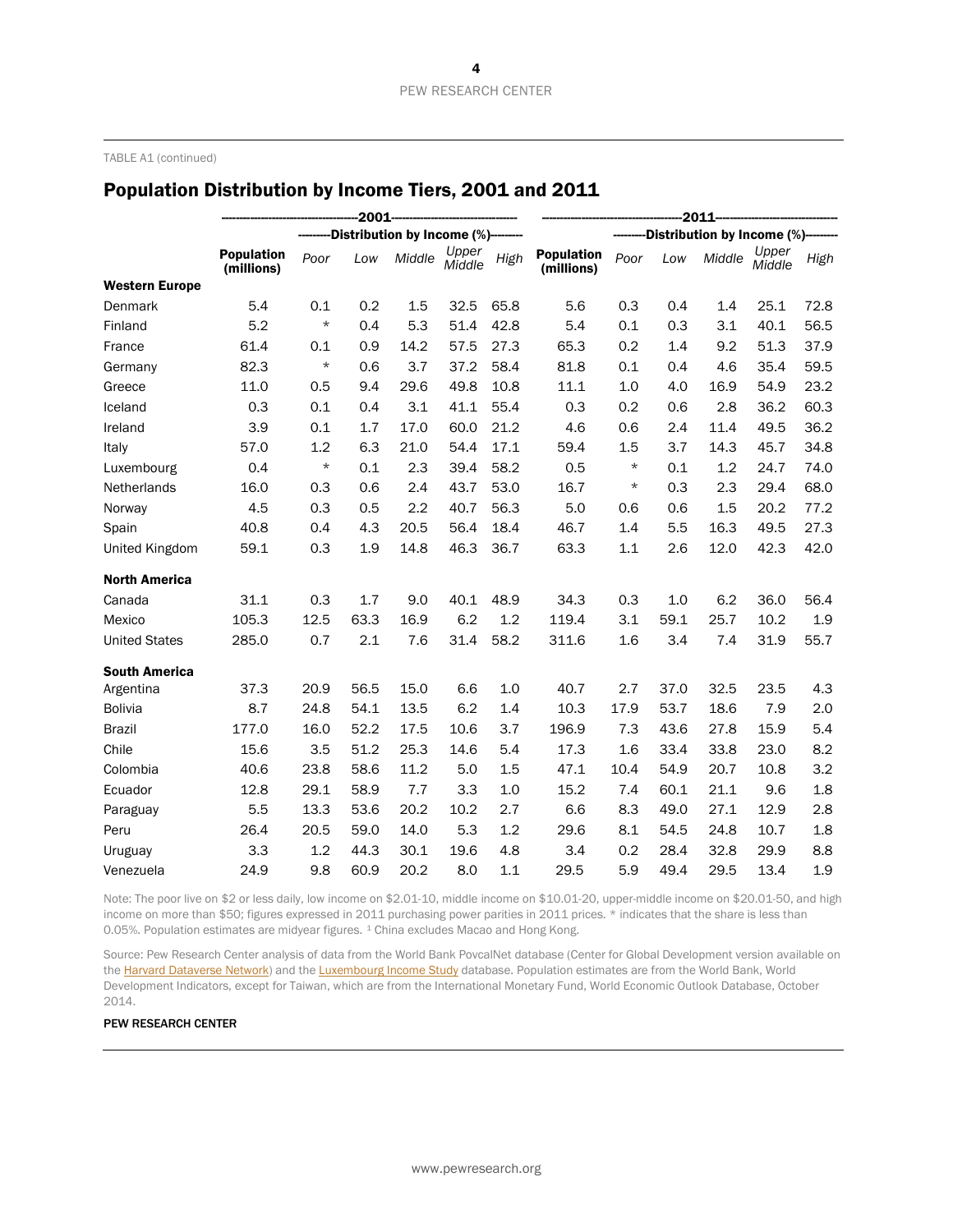TABLE A1 (continued)

## Population Distribution by Income Tiers, 2001 and 2011

| | 2001 | | | | | | 2011 | | | | | |
|---|---|---|---|---|---|---|---|---|---|---|---|---|
| | | Distribution by Income (%) | | | | | | Distribution by Income (%) | | | | |
| | **Population (millions)** | *Poor* | *Low* | *Middle* | *Upper Middle* | *High* | **Population (millions)** | *Poor* | *Low* | *Middle* | *Upper Middle* | *High* |
| **Western Europe** | | | | | | | | | | | | |
| Denmark | 5.4 | 0.1 | 0.2 | 1.5 | 32.5 | 65.8 | 5.6 | 0.3 | 0.4 | 1.4 | 25.1 | 72.8 |
| Finland | 5.2 | * | 0.4 | 5.3 | 51.4 | 42.8 | 5.4 | 0.1 | 0.3 | 3.1 | 40.1 | 56.5 |
| France | 61.4 | 0.1 | 0.9 | 14.2 | 57.5 | 27.3 | 65.3 | 0.2 | 1.4 | 9.2 | 51.3 | 37.9 |
| Germany | 82.3 | * | 0.6 | 3.7 | 37.2 | 58.4 | 81.8 | 0.1 | 0.4 | 4.6 | 35.4 | 59.5 |
| Greece | 11.0 | 0.5 | 9.4 | 29.6 | 49.8 | 10.8 | 11.1 | 1.0 | 4.0 | 16.9 | 54.9 | 23.2 |
| Iceland | 0.3 | 0.1 | 0.4 | 3.1 | 41.1 | 55.4 | 0.3 | 0.2 | 0.6 | 2.8 | 36.2 | 60.3 |
| Ireland | 3.9 | 0.1 | 1.7 | 17.0 | 60.0 | 21.2 | 4.6 | 0.6 | 2.4 | 11.4 | 49.5 | 36.2 |
| Italy | 57.0 | 1.2 | 6.3 | 21.0 | 54.4 | 17.1 | 59.4 | 1.5 | 3.7 | 14.3 | 45.7 | 34.8 |
| Luxembourg | 0.4 | * | 0.1 | 2.3 | 39.4 | 58.2 | 0.5 | * | 0.1 | 1.2 | 24.7 | 74.0 |
| Netherlands | 16.0 | 0.3 | 0.6 | 2.4 | 43.7 | 53.0 | 16.7 | * | 0.3 | 2.3 | 29.4 | 68.0 |
| Norway | 4.5 | 0.3 | 0.5 | 2.2 | 40.7 | 56.3 | 5.0 | 0.6 | 0.6 | 1.5 | 20.2 | 77.2 |
| Spain | 40.8 | 0.4 | 4.3 | 20.5 | 56.4 | 18.4 | 46.7 | 1.4 | 5.5 | 16.3 | 49.5 | 27.3 |
| United Kingdom | 59.1 | 0.3 | 1.9 | 14.8 | 46.3 | 36.7 | 63.3 | 1.1 | 2.6 | 12.0 | 42.3 | 42.0 |
| **North America** | | | | | | | | | | | | |
| Canada | 31.1 | 0.3 | 1.7 | 9.0 | 40.1 | 48.9 | 34.3 | 0.3 | 1.0 | 6.2 | 36.0 | 56.4 |
| Mexico | 105.3 | 12.5 | 63.3 | 16.9 | 6.2 | 1.2 | 119.4 | 3.1 | 59.1 | 25.7 | 10.2 | 1.9 |
| United States | 285.0 | 0.7 | 2.1 | 7.6 | 31.4 | 58.2 | 311.6 | 1.6 | 3.4 | 7.4 | 31.9 | 55.7 |
| **South America** | | | | | | | | | | | | |
| Argentina | 37.3 | 20.9 | 56.5 | 15.0 | 6.6 | 1.0 | 40.7 | 2.7 | 37.0 | 32.5 | 23.5 | 4.3 |
| Bolivia | 8.7 | 24.8 | 54.1 | 13.5 | 6.2 | 1.4 | 10.3 | 17.9 | 53.7 | 18.6 | 7.9 | 2.0 |
| Brazil | 177.0 | 16.0 | 52.2 | 17.5 | 10.6 | 3.7 | 196.9 | 7.3 | 43.6 | 27.8 | 15.9 | 5.4 |
| Chile | 15.6 | 3.5 | 51.2 | 25.3 | 14.6 | 5.4 | 17.3 | 1.6 | 33.4 | 33.8 | 23.0 | 8.2 |
| Colombia | 40.6 | 23.8 | 58.6 | 11.2 | 5.0 | 1.5 | 47.1 | 10.4 | 54.9 | 20.7 | 10.8 | 3.2 |
| Ecuador | 12.8 | 29.1 | 58.9 | 7.7 | 3.3 | 1.0 | 15.2 | 7.4 | 60.1 | 21.1 | 9.6 | 1.8 |
| Paraguay | 5.5 | 13.3 | 53.6 | 20.2 | 10.2 | 2.7 | 6.6 | 8.3 | 49.0 | 27.1 | 12.9 | 2.8 |
| Peru | 26.4 | 20.5 | 59.0 | 14.0 | 5.3 | 1.2 | 29.6 | 8.1 | 54.5 | 24.8 | 10.7 | 1.8 |
| Uruguay | 3.3 | 1.2 | 44.3 | 30.1 | 19.6 | 4.8 | 3.4 | 0.2 | 28.4 | 32.8 | 29.9 | 8.8 |
| Venezuela | 24.9 | 9.8 | 60.9 | 20.2 | 8.0 | 1.1 | 29.5 | 5.9 | 49.4 | 29.5 | 13.4 | 1.9 |

Note: The poor live on $2 or less daily, low income on $2.01-10, middle income on $10.01-20, upper-middle income on $20.01-50, and high income on more than $50; figures expressed in 2011 purchasing power parities in 2011 prices. * indicates that the share is less than 0.05%. Population estimates are midyear figures. [1] China excludes Macao and Hong Kong.

Source: Pew Research Center analysis of data from the World Bank PovcalNet database (Center for Global Development version available on the Harvard Dataverse Network) and the Luxembourg Income Study database. Population estimates are from the World Bank, World Development Indicators, except for Taiwan, which are from the International Monetary Fund, World Economic Outlook Database, October 2014.

PEW RESEARCH CENTER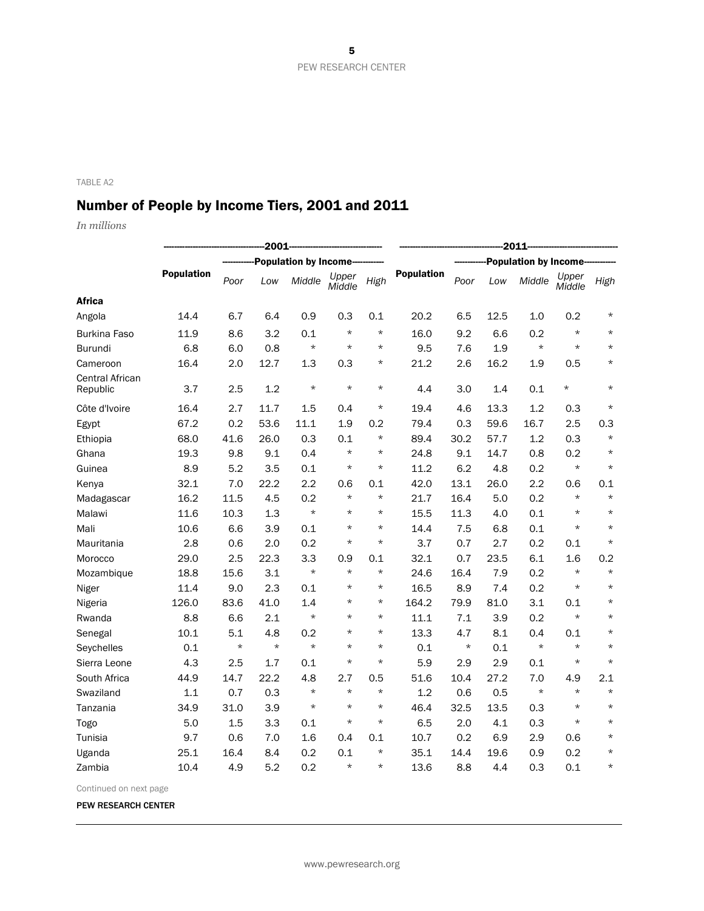TABLE A2

## Number of People by Income Tiers, 2001 and 2011

*In millions*

| | 2001 | | | | | | 2011 | | | | | |
|---|---|---|---|---|---|---|---|---|---|---|---|---|
| | | Population by Income | | | | | | Population by Income | | | | |
| | **Population** | *Poor* | *Low* | *Middle* | *Upper Middle* | *High* | **Population** | *Poor* | *Low* | *Middle* | *Upper Middle* | *High* |
| **Africa** | | | | | | | | | | | | |
| Angola | 14.4 | 6.7 | 6.4 | 0.9 | 0.3 | 0.1 | 20.2 | 6.5 | 12.5 | 1.0 | 0.2 | * |
| Burkina Faso | 11.9 | 8.6 | 3.2 | 0.1 | * | * | 16.0 | 9.2 | 6.6 | 0.2 | * | * |
| Burundi | 6.8 | 6.0 | 0.8 | * | * | * | 9.5 | 7.6 | 1.9 | * | * | * |
| Cameroon | 16.4 | 2.0 | 12.7 | 1.3 | 0.3 | * | 21.2 | 2.6 | 16.2 | 1.9 | 0.5 | * |
| Central African Republic | 3.7 | 2.5 | 1.2 | * | * | * | 4.4 | 3.0 | 1.4 | 0.1 | * | * |
| Côte d'Ivoire | 16.4 | 2.7 | 11.7 | 1.5 | 0.4 | * | 19.4 | 4.6 | 13.3 | 1.2 | 0.3 | * |
| Egypt | 67.2 | 0.2 | 53.6 | 11.1 | 1.9 | 0.2 | 79.4 | 0.3 | 59.6 | 16.7 | 2.5 | 0.3 |
| Ethiopia | 68.0 | 41.6 | 26.0 | 0.3 | 0.1 | * | 89.4 | 30.2 | 57.7 | 1.2 | 0.3 | * |
| Ghana | 19.3 | 9.8 | 9.1 | 0.4 | * | * | 24.8 | 9.1 | 14.7 | 0.8 | 0.2 | * |
| Guinea | 8.9 | 5.2 | 3.5 | 0.1 | * | * | 11.2 | 6.2 | 4.8 | 0.2 | * | * |
| Kenya | 32.1 | 7.0 | 22.2 | 2.2 | 0.6 | 0.1 | 42.0 | 13.1 | 26.0 | 2.2 | 0.6 | 0.1 |
| Madagascar | 16.2 | 11.5 | 4.5 | 0.2 | * | * | 21.7 | 16.4 | 5.0 | 0.2 | * | * |
| Malawi | 11.6 | 10.3 | 1.3 | * | * | * | 15.5 | 11.3 | 4.0 | 0.1 | * | * |
| Mali | 10.6 | 6.6 | 3.9 | 0.1 | * | * | 14.4 | 7.5 | 6.8 | 0.1 | * | * |
| Mauritania | 2.8 | 0.6 | 2.0 | 0.2 | * | * | 3.7 | 0.7 | 2.7 | 0.2 | 0.1 | * |
| Morocco | 29.0 | 2.5 | 22.3 | 3.3 | 0.9 | 0.1 | 32.1 | 0.7 | 23.5 | 6.1 | 1.6 | 0.2 |
| Mozambique | 18.8 | 15.6 | 3.1 | * | * | * | 24.6 | 16.4 | 7.9 | 0.2 | * | * |
| Niger | 11.4 | 9.0 | 2.3 | 0.1 | * | * | 16.5 | 8.9 | 7.4 | 0.2 | * | * |
| Nigeria | 126.0 | 83.6 | 41.0 | 1.4 | * | * | 164.2 | 79.9 | 81.0 | 3.1 | 0.1 | * |
| Rwanda | 8.8 | 6.6 | 2.1 | * | * | * | 11.1 | 7.1 | 3.9 | 0.2 | * | * |
| Senegal | 10.1 | 5.1 | 4.8 | 0.2 | * | * | 13.3 | 4.7 | 8.1 | 0.4 | 0.1 | * |
| Seychelles | 0.1 | * | * | * | * | * | 0.1 | * | 0.1 | * | * | * |
| Sierra Leone | 4.3 | 2.5 | 1.7 | 0.1 | * | * | 5.9 | 2.9 | 2.9 | 0.1 | * | * |
| South Africa | 44.9 | 14.7 | 22.2 | 4.8 | 2.7 | 0.5 | 51.6 | 10.4 | 27.2 | 7.0 | 4.9 | 2.1 |
| Swaziland | 1.1 | 0.7 | 0.3 | * | * | * | 1.2 | 0.6 | 0.5 | * | * | * |
| Tanzania | 34.9 | 31.0 | 3.9 | * | * | * | 46.4 | 32.5 | 13.5 | 0.3 | * | * |
| Togo | 5.0 | 1.5 | 3.3 | 0.1 | * | * | 6.5 | 2.0 | 4.1 | 0.3 | * | * |
| Tunisia | 9.7 | 0.6 | 7.0 | 1.6 | 0.4 | 0.1 | 10.7 | 0.2 | 6.9 | 2.9 | 0.6 | * |
| Uganda | 25.1 | 16.4 | 8.4 | 0.2 | 0.1 | * | 35.1 | 14.4 | 19.6 | 0.9 | 0.2 | * |
| Zambia | 10.4 | 4.9 | 5.2 | 0.2 | * | * | 13.6 | 8.8 | 4.4 | 0.3 | 0.1 | * |

Continued on next page

PEW RESEARCH CENTER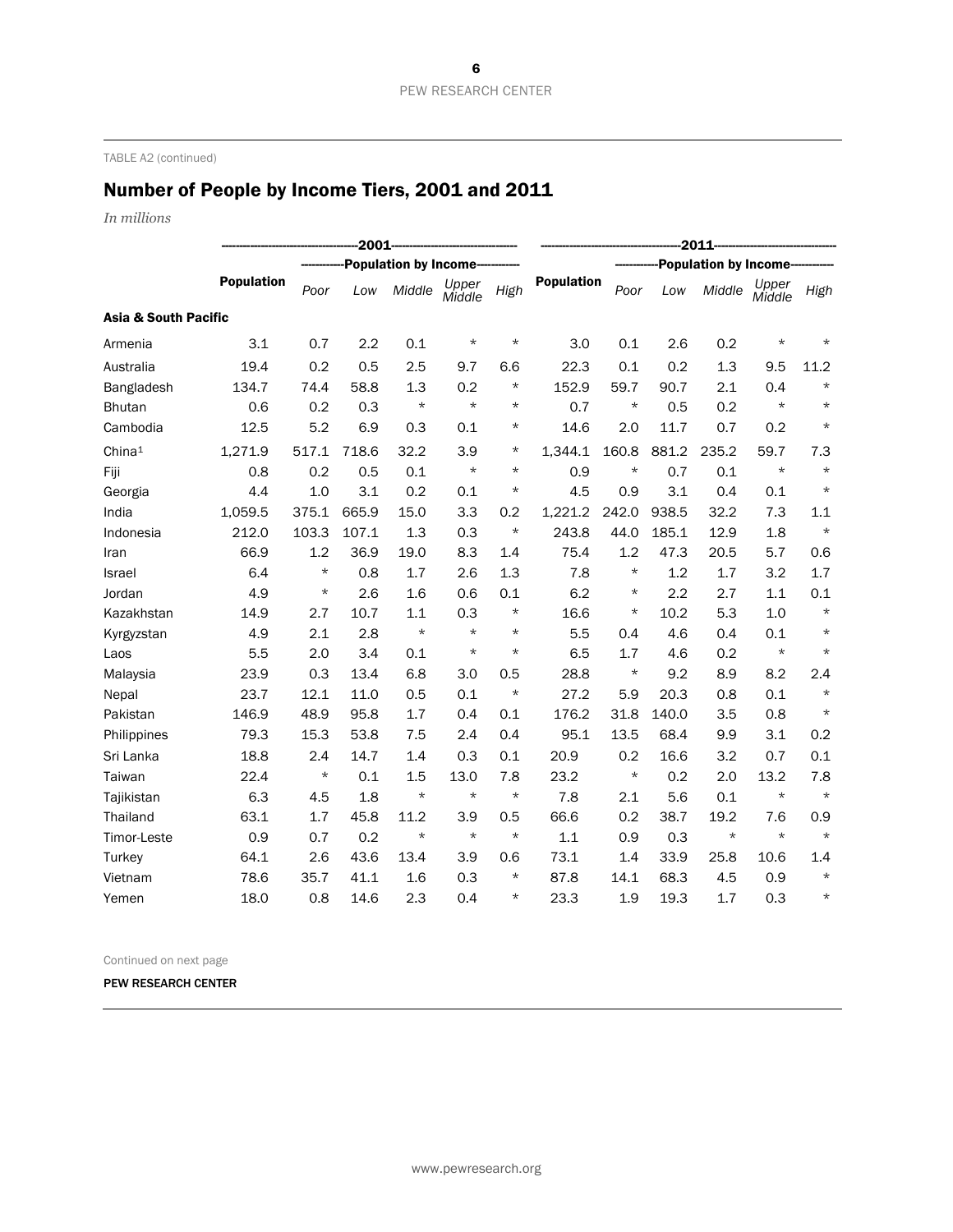TABLE A2 (continued)

## Number of People by Income Tiers, 2001 and 2011

*In millions*

| | 2001 | | | | | | 2011 | | | | | |
|---|---|---|---|---|---|---|---|---|---|---|---|---|
| | | Population by Income | | | | | | Population by Income | | | | |
| | **Population** | *Poor* | *Low* | *Middle* | *Upper Middle* | *High* | **Population** | *Poor* | *Low* | *Middle* | *Upper Middle* | *High* |
| **Asia & South Pacific** | | | | | | | | | | | | |
| Armenia | 3.1 | 0.7 | 2.2 | 0.1 | * | * | 3.0 | 0.1 | 2.6 | 0.2 | * | * |
| Australia | 19.4 | 0.2 | 0.5 | 2.5 | 9.7 | 6.6 | 22.3 | 0.1 | 0.2 | 1.3 | 9.5 | 11.2 |
| Bangladesh | 134.7 | 74.4 | 58.8 | 1.3 | 0.2 | * | 152.9 | 59.7 | 90.7 | 2.1 | 0.4 | * |
| Bhutan | 0.6 | 0.2 | 0.3 | * | * | * | 0.7 | * | 0.5 | 0.2 | * | * |
| Cambodia | 12.5 | 5.2 | 6.9 | 0.3 | 0.1 | * | 14.6 | 2.0 | 11.7 | 0.7 | 0.2 | * |
| China[1] | 1,271.9 | 517.1 | 718.6 | 32.2 | 3.9 | * | 1,344.1 | 160.8 | 881.2 | 235.2 | 59.7 | 7.3 |
| Fiji | 0.8 | 0.2 | 0.5 | 0.1 | * | * | 0.9 | * | 0.7 | 0.1 | * | * |
| Georgia | 4.4 | 1.0 | 3.1 | 0.2 | 0.1 | * | 4.5 | 0.9 | 3.1 | 0.4 | 0.1 | * |
| India | 1,059.5 | 375.1 | 665.9 | 15.0 | 3.3 | 0.2 | 1,221.2 | 242.0 | 938.5 | 32.2 | 7.3 | 1.1 |
| Indonesia | 212.0 | 103.3 | 107.1 | 1.3 | 0.3 | * | 243.8 | 44.0 | 185.1 | 12.9 | 1.8 | * |
| Iran | 66.9 | 1.2 | 36.9 | 19.0 | 8.3 | 1.4 | 75.4 | 1.2 | 47.3 | 20.5 | 5.7 | 0.6 |
| Israel | 6.4 | * | 0.8 | 1.7 | 2.6 | 1.3 | 7.8 | * | 1.2 | 1.7 | 3.2 | 1.7 |
| Jordan | 4.9 | * | 2.6 | 1.6 | 0.6 | 0.1 | 6.2 | * | 2.2 | 2.7 | 1.1 | 0.1 |
| Kazakhstan | 14.9 | 2.7 | 10.7 | 1.1 | 0.3 | * | 16.6 | * | 10.2 | 5.3 | 1.0 | * |
| Kyrgyzstan | 4.9 | 2.1 | 2.8 | * | * | * | 5.5 | 0.4 | 4.6 | 0.4 | 0.1 | * |
| Laos | 5.5 | 2.0 | 3.4 | 0.1 | * | * | 6.5 | 1.7 | 4.6 | 0.2 | * | * |
| Malaysia | 23.9 | 0.3 | 13.4 | 6.8 | 3.0 | 0.5 | 28.8 | * | 9.2 | 8.9 | 8.2 | 2.4 |
| Nepal | 23.7 | 12.1 | 11.0 | 0.5 | 0.1 | * | 27.2 | 5.9 | 20.3 | 0.8 | 0.1 | * |
| Pakistan | 146.9 | 48.9 | 95.8 | 1.7 | 0.4 | 0.1 | 176.2 | 31.8 | 140.0 | 3.5 | 0.8 | * |
| Philippines | 79.3 | 15.3 | 53.8 | 7.5 | 2.4 | 0.4 | 95.1 | 13.5 | 68.4 | 9.9 | 3.1 | 0.2 |
| Sri Lanka | 18.8 | 2.4 | 14.7 | 1.4 | 0.3 | 0.1 | 20.9 | 0.2 | 16.6 | 3.2 | 0.7 | 0.1 |
| Taiwan | 22.4 | * | 0.1 | 1.5 | 13.0 | 7.8 | 23.2 | * | 0.2 | 2.0 | 13.2 | 7.8 |
| Tajikistan | 6.3 | 4.5 | 1.8 | * | * | * | 7.8 | 2.1 | 5.6 | 0.1 | * | * |
| Thailand | 63.1 | 1.7 | 45.8 | 11.2 | 3.9 | 0.5 | 66.6 | 0.2 | 38.7 | 19.2 | 7.6 | 0.9 |
| Timor-Leste | 0.9 | 0.7 | 0.2 | * | * | * | 1.1 | 0.9 | 0.3 | * | * | * |
| Turkey | 64.1 | 2.6 | 43.6 | 13.4 | 3.9 | 0.6 | 73.1 | 1.4 | 33.9 | 25.8 | 10.6 | 1.4 |
| Vietnam | 78.6 | 35.7 | 41.1 | 1.6 | 0.3 | * | 87.8 | 14.1 | 68.3 | 4.5 | 0.9 | * |
| Yemen | 18.0 | 0.8 | 14.6 | 2.3 | 0.4 | * | 23.3 | 1.9 | 19.3 | 1.7 | 0.3 | * |

Continued on next page

PEW RESEARCH CENTER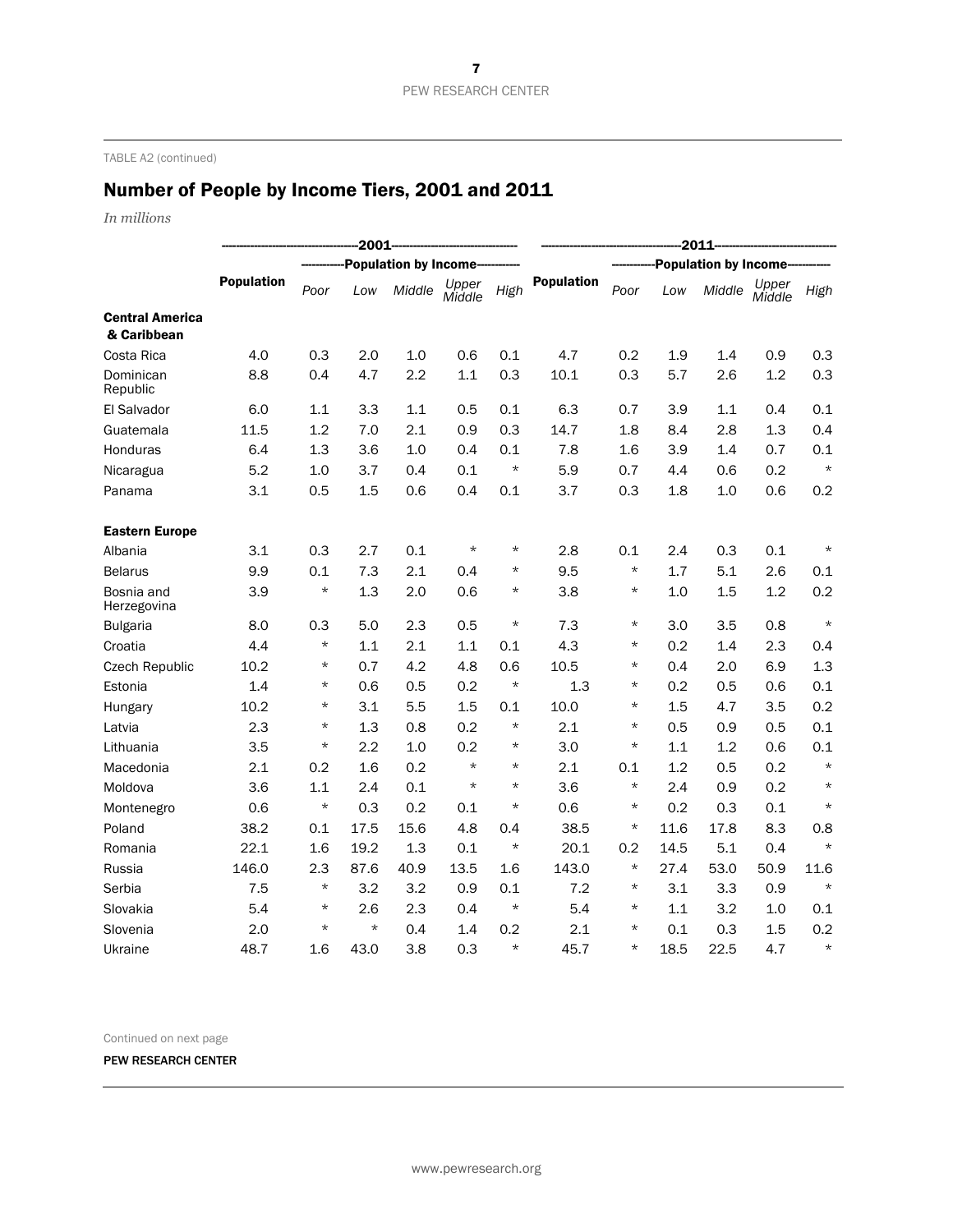TABLE A2 (continued)

## Number of People by Income Tiers, 2001 and 2011

*In millions*

| | 2001 | | | | | | 2011 | | | | | |
|---|---|---|---|---|---|---|---|---|---|---|---|---|
| | | Population by Income | | | | | | Population by Income | | | | |
| | **Population** | *Poor* | *Low* | *Middle* | *Upper Middle* | *High* | **Population** | *Poor* | *Low* | *Middle* | *Upper Middle* | *High* |
| **Central America & Caribbean** | | | | | | | | | | | | |
| Costa Rica | 4.0 | 0.3 | 2.0 | 1.0 | 0.6 | 0.1 | 4.7 | 0.2 | 1.9 | 1.4 | 0.9 | 0.3 |
| Dominican Republic | 8.8 | 0.4 | 4.7 | 2.2 | 1.1 | 0.3 | 10.1 | 0.3 | 5.7 | 2.6 | 1.2 | 0.3 |
| El Salvador | 6.0 | 1.1 | 3.3 | 1.1 | 0.5 | 0.1 | 6.3 | 0.7 | 3.9 | 1.1 | 0.4 | 0.1 |
| Guatemala | 11.5 | 1.2 | 7.0 | 2.1 | 0.9 | 0.3 | 14.7 | 1.8 | 8.4 | 2.8 | 1.3 | 0.4 |
| Honduras | 6.4 | 1.3 | 3.6 | 1.0 | 0.4 | 0.1 | 7.8 | 1.6 | 3.9 | 1.4 | 0.7 | 0.1 |
| Nicaragua | 5.2 | 1.0 | 3.7 | 0.4 | 0.1 | * | 5.9 | 0.7 | 4.4 | 0.6 | 0.2 | * |
| Panama | 3.1 | 0.5 | 1.5 | 0.6 | 0.4 | 0.1 | 3.7 | 0.3 | 1.8 | 1.0 | 0.6 | 0.2 |
| **Eastern Europe** | | | | | | | | | | | | |
| Albania | 3.1 | 0.3 | 2.7 | 0.1 | * | * | 2.8 | 0.1 | 2.4 | 0.3 | 0.1 | * |
| Belarus | 9.9 | 0.1 | 7.3 | 2.1 | 0.4 | * | 9.5 | * | 1.7 | 5.1 | 2.6 | 0.1 |
| Bosnia and Herzegovina | 3.9 | * | 1.3 | 2.0 | 0.6 | * | 3.8 | * | 1.0 | 1.5 | 1.2 | 0.2 |
| Bulgaria | 8.0 | 0.3 | 5.0 | 2.3 | 0.5 | * | 7.3 | * | 3.0 | 3.5 | 0.8 | * |
| Croatia | 4.4 | * | 1.1 | 2.1 | 1.1 | 0.1 | 4.3 | * | 0.2 | 1.4 | 2.3 | 0.4 |
| Czech Republic | 10.2 | * | 0.7 | 4.2 | 4.8 | 0.6 | 10.5 | * | 0.4 | 2.0 | 6.9 | 1.3 |
| Estonia | 1.4 | * | 0.6 | 0.5 | 0.2 | * | 1.3 | * | 0.2 | 0.5 | 0.6 | 0.1 |
| Hungary | 10.2 | * | 3.1 | 5.5 | 1.5 | 0.1 | 10.0 | * | 1.5 | 4.7 | 3.5 | 0.2 |
| Latvia | 2.3 | * | 1.3 | 0.8 | 0.2 | * | 2.1 | * | 0.5 | 0.9 | 0.5 | 0.1 |
| Lithuania | 3.5 | * | 2.2 | 1.0 | 0.2 | * | 3.0 | * | 1.1 | 1.2 | 0.6 | 0.1 |
| Macedonia | 2.1 | 0.2 | 1.6 | 0.2 | * | * | 2.1 | 0.1 | 1.2 | 0.5 | 0.2 | * |
| Moldova | 3.6 | 1.1 | 2.4 | 0.1 | * | * | 3.6 | * | 2.4 | 0.9 | 0.2 | * |
| Montenegro | 0.6 | * | 0.3 | 0.2 | 0.1 | * | 0.6 | * | 0.2 | 0.3 | 0.1 | * |
| Poland | 38.2 | 0.1 | 17.5 | 15.6 | 4.8 | 0.4 | 38.5 | * | 11.6 | 17.8 | 8.3 | 0.8 |
| Romania | 22.1 | 1.6 | 19.2 | 1.3 | 0.1 | * | 20.1 | 0.2 | 14.5 | 5.1 | 0.4 | * |
| Russia | 146.0 | 2.3 | 87.6 | 40.9 | 13.5 | 1.6 | 143.0 | * | 27.4 | 53.0 | 50.9 | 11.6 |
| Serbia | 7.5 | * | 3.2 | 3.2 | 0.9 | 0.1 | 7.2 | * | 3.1 | 3.3 | 0.9 | * |
| Slovakia | 5.4 | * | 2.6 | 2.3 | 0.4 | * | 5.4 | * | 1.1 | 3.2 | 1.0 | 0.1 |
| Slovenia | 2.0 | * | * | 0.4 | 1.4 | 0.2 | 2.1 | * | 0.1 | 0.3 | 1.5 | 0.2 |
| Ukraine | 48.7 | 1.6 | 43.0 | 3.8 | 0.3 | * | 45.7 | * | 18.5 | 22.5 | 4.7 | * |

Continued on next page

PEW RESEARCH CENTER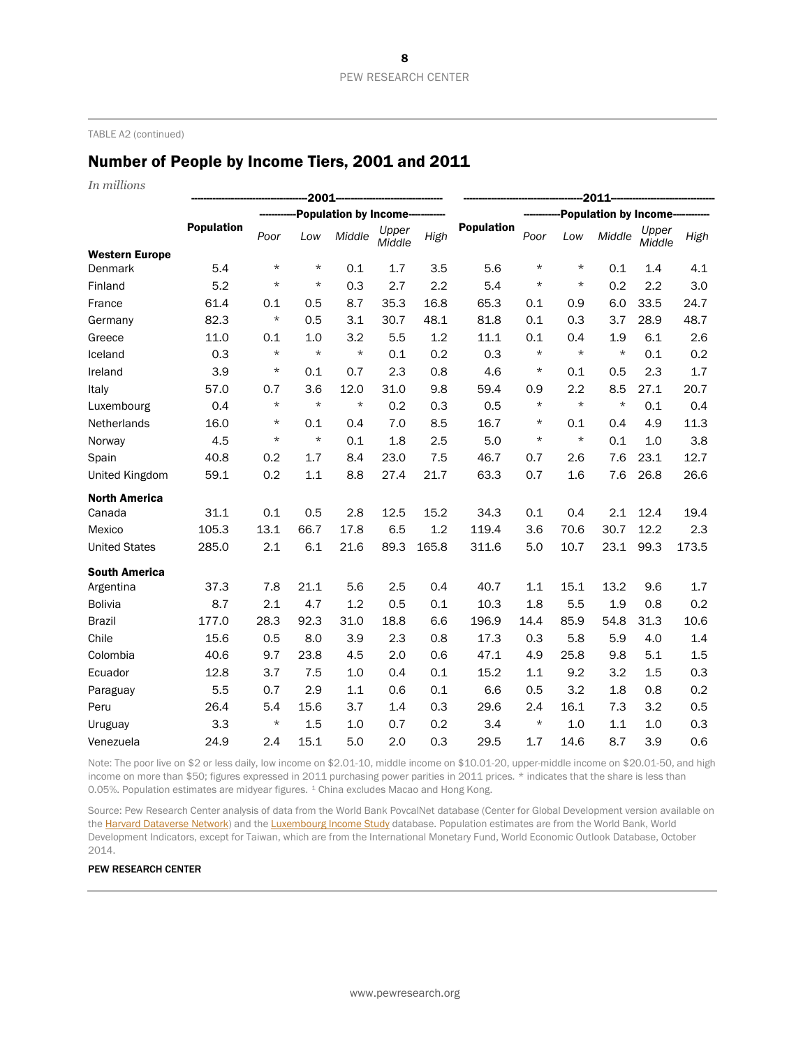TABLE A2 (continued)

## Number of People by Income Tiers, 2001 and 2011

*In millions*

| | 2001 | | | | | | 2011 | | | | | |
|---|---|---|---|---|---|---|---|---|---|---|---|---|
| | | Population by Income | | | | | | Population by Income | | | | |
| | **Population** | *Poor* | *Low* | *Middle* | *Upper Middle* | *High* | **Population** | *Poor* | *Low* | *Middle* | *Upper Middle* | *High* |
| **Western Europe** | | | | | | | | | | | | |
| Denmark | 5.4 | * | * | 0.1 | 1.7 | 3.5 | 5.6 | * | * | 0.1 | 1.4 | 4.1 |
| Finland | 5.2 | * | * | 0.3 | 2.7 | 2.2 | 5.4 | * | * | 0.2 | 2.2 | 3.0 |
| France | 61.4 | 0.1 | 0.5 | 8.7 | 35.3 | 16.8 | 65.3 | 0.1 | 0.9 | 6.0 | 33.5 | 24.7 |
| Germany | 82.3 | * | 0.5 | 3.1 | 30.7 | 48.1 | 81.8 | 0.1 | 0.3 | 3.7 | 28.9 | 48.7 |
| Greece | 11.0 | 0.1 | 1.0 | 3.2 | 5.5 | 1.2 | 11.1 | 0.1 | 0.4 | 1.9 | 6.1 | 2.6 |
| Iceland | 0.3 | * | * | * | 0.1 | 0.2 | 0.3 | * | * | * | 0.1 | 0.2 |
| Ireland | 3.9 | * | 0.1 | 0.7 | 2.3 | 0.8 | 4.6 | * | 0.1 | 0.5 | 2.3 | 1.7 |
| Italy | 57.0 | 0.7 | 3.6 | 12.0 | 31.0 | 9.8 | 59.4 | 0.9 | 2.2 | 8.5 | 27.1 | 20.7 |
| Luxembourg | 0.4 | * | * | * | 0.2 | 0.3 | 0.5 | * | * | * | 0.1 | 0.4 |
| Netherlands | 16.0 | * | 0.1 | 0.4 | 7.0 | 8.5 | 16.7 | * | 0.1 | 0.4 | 4.9 | 11.3 |
| Norway | 4.5 | * | * | 0.1 | 1.8 | 2.5 | 5.0 | * | * | 0.1 | 1.0 | 3.8 |
| Spain | 40.8 | 0.2 | 1.7 | 8.4 | 23.0 | 7.5 | 46.7 | 0.7 | 2.6 | 7.6 | 23.1 | 12.7 |
| United Kingdom | 59.1 | 0.2 | 1.1 | 8.8 | 27.4 | 21.7 | 63.3 | 0.7 | 1.6 | 7.6 | 26.8 | 26.6 |
| **North America** | | | | | | | | | | | | |
| Canada | 31.1 | 0.1 | 0.5 | 2.8 | 12.5 | 15.2 | 34.3 | 0.1 | 0.4 | 2.1 | 12.4 | 19.4 |
| Mexico | 105.3 | 13.1 | 66.7 | 17.8 | 6.5 | 1.2 | 119.4 | 3.6 | 70.6 | 30.7 | 12.2 | 2.3 |
| United States | 285.0 | 2.1 | 6.1 | 21.6 | 89.3 | 165.8 | 311.6 | 5.0 | 10.7 | 23.1 | 99.3 | 173.5 |
| **South America** | | | | | | | | | | | | |
| Argentina | 37.3 | 7.8 | 21.1 | 5.6 | 2.5 | 0.4 | 40.7 | 1.1 | 15.1 | 13.2 | 9.6 | 1.7 |
| Bolivia | 8.7 | 2.1 | 4.7 | 1.2 | 0.5 | 0.1 | 10.3 | 1.8 | 5.5 | 1.9 | 0.8 | 0.2 |
| Brazil | 177.0 | 28.3 | 92.3 | 31.0 | 18.8 | 6.6 | 196.9 | 14.4 | 85.9 | 54.8 | 31.3 | 10.6 |
| Chile | 15.6 | 0.5 | 8.0 | 3.9 | 2.3 | 0.8 | 17.3 | 0.3 | 5.8 | 5.9 | 4.0 | 1.4 |
| Colombia | 40.6 | 9.7 | 23.8 | 4.5 | 2.0 | 0.6 | 47.1 | 4.9 | 25.8 | 9.8 | 5.1 | 1.5 |
| Ecuador | 12.8 | 3.7 | 7.5 | 1.0 | 0.4 | 0.1 | 15.2 | 1.1 | 9.2 | 3.2 | 1.5 | 0.3 |
| Paraguay | 5.5 | 0.7 | 2.9 | 1.1 | 0.6 | 0.1 | 6.6 | 0.5 | 3.2 | 1.8 | 0.8 | 0.2 |
| Peru | 26.4 | 5.4 | 15.6 | 3.7 | 1.4 | 0.3 | 29.6 | 2.4 | 16.1 | 7.3 | 3.2 | 0.5 |
| Uruguay | 3.3 | * | 1.5 | 1.0 | 0.7 | 0.2 | 3.4 | * | 1.0 | 1.1 | 1.0 | 0.3 |
| Venezuela | 24.9 | 2.4 | 15.1 | 5.0 | 2.0 | 0.3 | 29.5 | 1.7 | 14.6 | 8.7 | 3.9 | 0.6 |

Note: The poor live on $2 or less daily, low income on $2.01-10, middle income on $10.01-20, upper-middle income on $20.01-50, and high income on more than $50; figures expressed in 2011 purchasing power parities in 2011 prices. * indicates that the share is less than 0.05%. Population estimates are midyear figures. [1] China excludes Macao and Hong Kong.

Source: Pew Research Center analysis of data from the World Bank PovcalNet database (Center for Global Development version available on the Harvard Dataverse Network) and the Luxembourg Income Study database. Population estimates are from the World Bank, World Development Indicators, except for Taiwan, which are from the International Monetary Fund, World Economic Outlook Database, October 2014.

PEW RESEARCH CENTER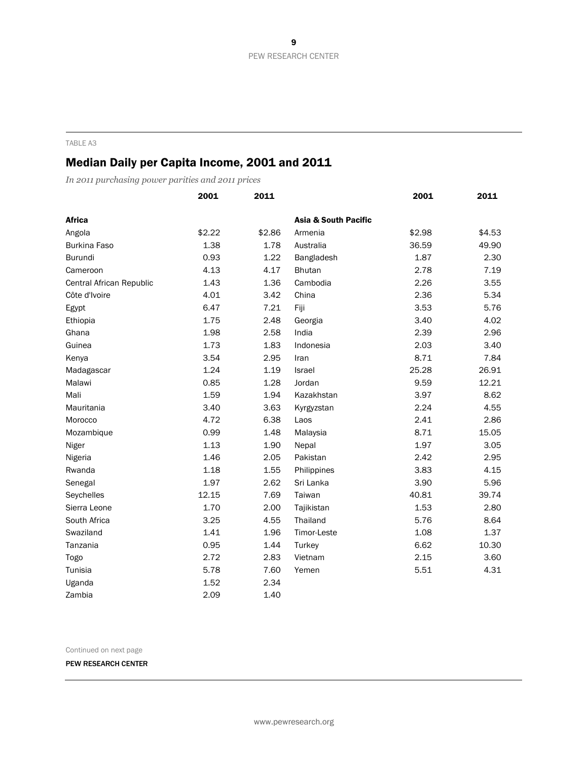TABLE A3

## Median Daily per Capita Income, 2001 and 2011

*In 2011 purchasing power parities and 2011 prices*

| | 2001 | 2011 |
|---|---|---|
| **Africa** | | |
| Angola | $2.22 | $2.86 |
| Burkina Faso | 1.38 | 1.78 |
| Burundi | 0.93 | 1.22 |
| Cameroon | 4.13 | 4.17 |
| Central African Republic | 1.43 | 1.36 |
| Côte d'Ivoire | 4.01 | 3.42 |
| Egypt | 6.47 | 7.21 |
| Ethiopia | 1.75 | 2.48 |
| Ghana | 1.98 | 2.58 |
| Guinea | 1.73 | 1.83 |
| Kenya | 3.54 | 2.95 |
| Madagascar | 1.24 | 1.19 |
| Malawi | 0.85 | 1.28 |
| Mali | 1.59 | 1.94 |
| Mauritania | 3.40 | 3.63 |
| Morocco | 4.72 | 6.38 |
| Mozambique | 0.99 | 1.48 |
| Niger | 1.13 | 1.90 |
| Nigeria | 1.46 | 2.05 |
| Rwanda | 1.18 | 1.55 |
| Senegal | 1.97 | 2.62 |
| Seychelles | 12.15 | 7.69 |
| Sierra Leone | 1.70 | 2.00 |
| South Africa | 3.25 | 4.55 |
| Swaziland | 1.41 | 1.96 |
| Tanzania | 0.95 | 1.44 |
| Togo | 2.72 | 2.83 |
| Tunisia | 5.78 | 7.60 |
| Uganda | 1.52 | 2.34 |
| Zambia | 2.09 | 1.40 |
| **Asia & South Pacific** | | |
| Armenia | $2.98 | $4.53 |
| Australia | 36.59 | 49.90 |
| Bangladesh | 1.87 | 2.30 |
| Bhutan | 2.78 | 7.19 |
| Cambodia | 2.26 | 3.55 |
| China | 2.36 | 5.34 |
| Fiji | 3.53 | 5.76 |
| Georgia | 3.40 | 4.02 |
| India | 2.39 | 2.96 |
| Indonesia | 2.03 | 3.40 |
| Iran | 8.71 | 7.84 |
| Israel | 25.28 | 26.91 |
| Jordan | 9.59 | 12.21 |
| Kazakhstan | 3.97 | 8.62 |
| Kyrgyzstan | 2.24 | 4.55 |
| Laos | 2.41 | 2.86 |
| Malaysia | 8.71 | 15.05 |
| Nepal | 1.97 | 3.05 |
| Pakistan | 2.42 | 2.95 |
| Philippines | 3.83 | 4.15 |
| Sri Lanka | 3.90 | 5.96 |
| Taiwan | 40.81 | 39.74 |
| Tajikistan | 1.53 | 2.80 |
| Thailand | 5.76 | 8.64 |
| Timor-Leste | 1.08 | 1.37 |
| Turkey | 6.62 | 10.30 |
| Vietnam | 2.15 | 3.60 |
| Yemen | 5.51 | 4.31 |

Continued on next page

PEW RESEARCH CENTER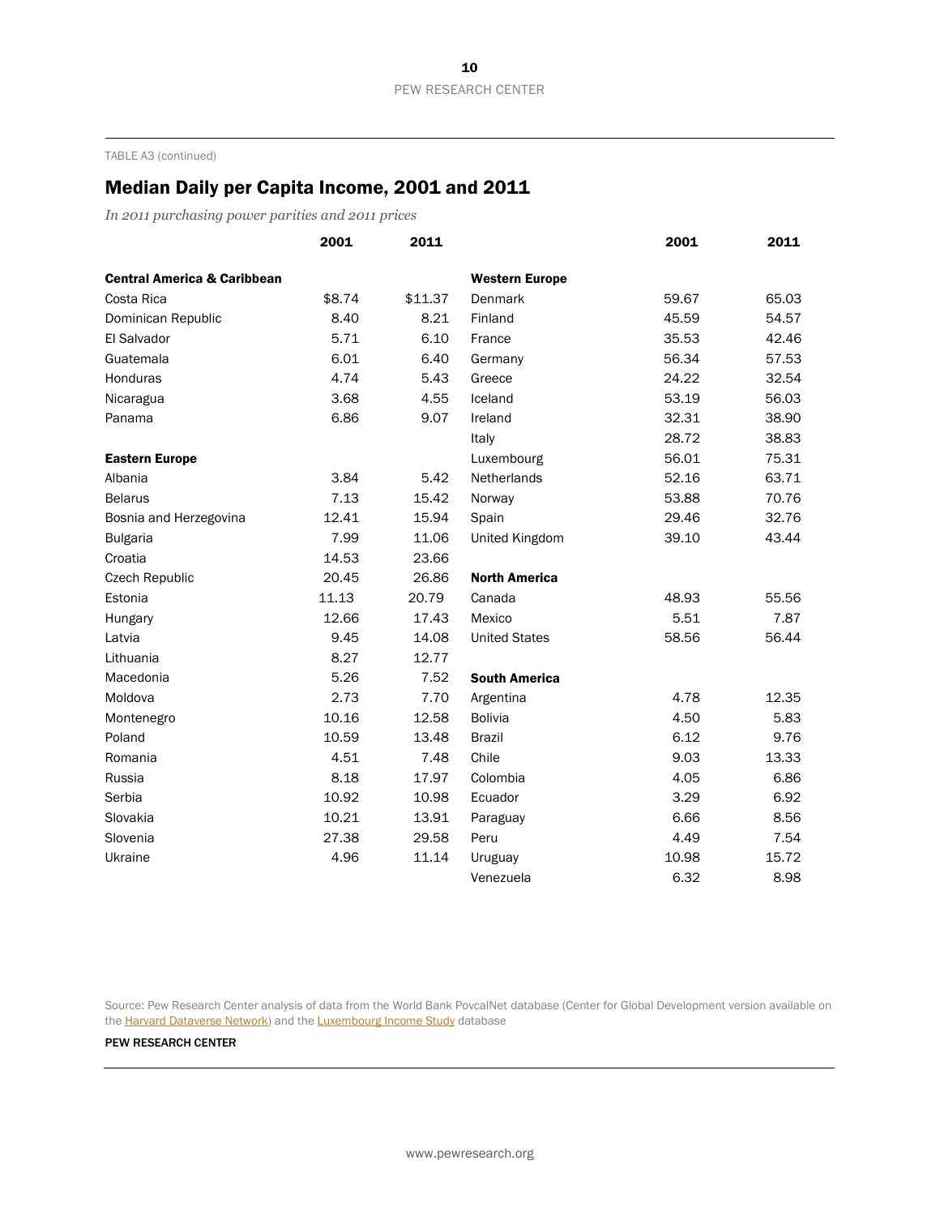TABLE A3 (continued)

## Median Daily per Capita Income, 2001 and 2011

*In 2011 purchasing power parities and 2011 prices*

| | 2001 | 2011 |
|---|---|---|
| **Central America & Caribbean** | | |
| Costa Rica | $8.74 | $11.37 |
| Dominican Republic | 8.40 | 8.21 |
| El Salvador | 5.71 | 6.10 |
| Guatemala | 6.01 | 6.40 |
| Honduras | 4.74 | 5.43 |
| Nicaragua | 3.68 | 4.55 |
| Panama | 6.86 | 9.07 |
| **Eastern Europe** | | |
| Albania | 3.84 | 5.42 |
| Belarus | 7.13 | 15.42 |
| Bosnia and Herzegovina | 12.41 | 15.94 |
| Bulgaria | 7.99 | 11.06 |
| Croatia | 14.53 | 23.66 |
| Czech Republic | 20.45 | 26.86 |
| Estonia | 11.13 | 20.79 |
| Hungary | 12.66 | 17.43 |
| Latvia | 9.45 | 14.08 |
| Lithuania | 8.27 | 12.77 |
| Macedonia | 5.26 | 7.52 |
| Moldova | 2.73 | 7.70 |
| Montenegro | 10.16 | 12.58 |
| Poland | 10.59 | 13.48 |
| Romania | 4.51 | 7.48 |
| Russia | 8.18 | 17.97 |
| Serbia | 10.92 | 10.98 |
| Slovakia | 10.21 | 13.91 |
| Slovenia | 27.38 | 29.58 |
| Ukraine | 4.96 | 11.14 |
| **Western Europe** | | |
| Denmark | 59.67 | 65.03 |
| Finland | 45.59 | 54.57 |
| France | 35.53 | 42.46 |
| Germany | 56.34 | 57.53 |
| Greece | 24.22 | 32.54 |
| Iceland | 53.19 | 56.03 |
| Ireland | 32.31 | 38.90 |
| Italy | 28.72 | 38.83 |
| Luxembourg | 56.01 | 75.31 |
| Netherlands | 52.16 | 63.71 |
| Norway | 53.88 | 70.76 |
| Spain | 29.46 | 32.76 |
| United Kingdom | 39.10 | 43.44 |
| **North America** | | |
| Canada | 48.93 | 55.56 |
| Mexico | 5.51 | 7.87 |
| United States | 58.56 | 56.44 |
| **South America** | | |
| Argentina | 4.78 | 12.35 |
| Bolivia | 4.50 | 5.83 |
| Brazil | 6.12 | 9.76 |
| Chile | 9.03 | 13.33 |
| Colombia | 4.05 | 6.86 |
| Ecuador | 3.29 | 6.92 |
| Paraguay | 6.66 | 8.56 |
| Peru | 4.49 | 7.54 |
| Uruguay | 10.98 | 15.72 |
| Venezuela | 6.32 | 8.98 |

Source: Pew Research Center analysis of data from the World Bank PovcalNet database (Center for Global Development version available on the Harvard Dataverse Network) and the Luxembourg Income Study database

PEW RESEARCH CENTER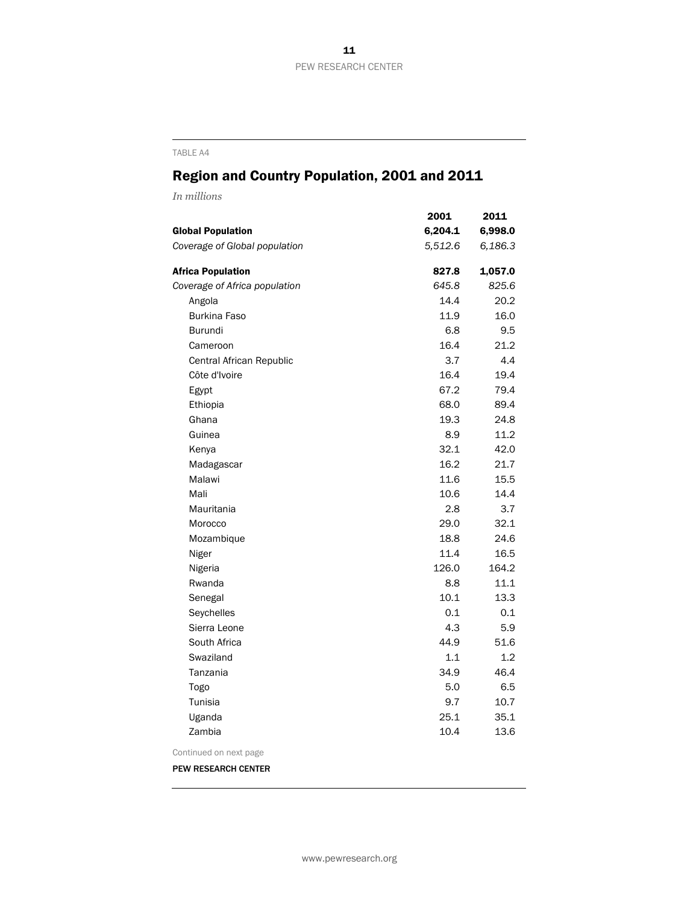TABLE A4

## Region and Country Population, 2001 and 2011

*In millions*

| | 2001 | 2011 |
|---|---|---|
| **Global Population** | **6,204.1** | **6,998.0** |
| *Coverage of Global population* | *5,512.6* | *6,186.3* |
| **Africa Population** | **827.8** | **1,057.0** |
| *Coverage of Africa population* | *645.8* | *825.6* |
| Angola | 14.4 | 20.2 |
| Burkina Faso | 11.9 | 16.0 |
| Burundi | 6.8 | 9.5 |
| Cameroon | 16.4 | 21.2 |
| Central African Republic | 3.7 | 4.4 |
| Côte d'Ivoire | 16.4 | 19.4 |
| Egypt | 67.2 | 79.4 |
| Ethiopia | 68.0 | 89.4 |
| Ghana | 19.3 | 24.8 |
| Guinea | 8.9 | 11.2 |
| Kenya | 32.1 | 42.0 |
| Madagascar | 16.2 | 21.7 |
| Malawi | 11.6 | 15.5 |
| Mali | 10.6 | 14.4 |
| Mauritania | 2.8 | 3.7 |
| Morocco | 29.0 | 32.1 |
| Mozambique | 18.8 | 24.6 |
| Niger | 11.4 | 16.5 |
| Nigeria | 126.0 | 164.2 |
| Rwanda | 8.8 | 11.1 |
| Senegal | 10.1 | 13.3 |
| Seychelles | 0.1 | 0.1 |
| Sierra Leone | 4.3 | 5.9 |
| South Africa | 44.9 | 51.6 |
| Swaziland | 1.1 | 1.2 |
| Tanzania | 34.9 | 46.4 |
| Togo | 5.0 | 6.5 |
| Tunisia | 9.7 | 10.7 |
| Uganda | 25.1 | 35.1 |
| Zambia | 10.4 | 13.6 |

Continued on next page

PEW RESEARCH CENTER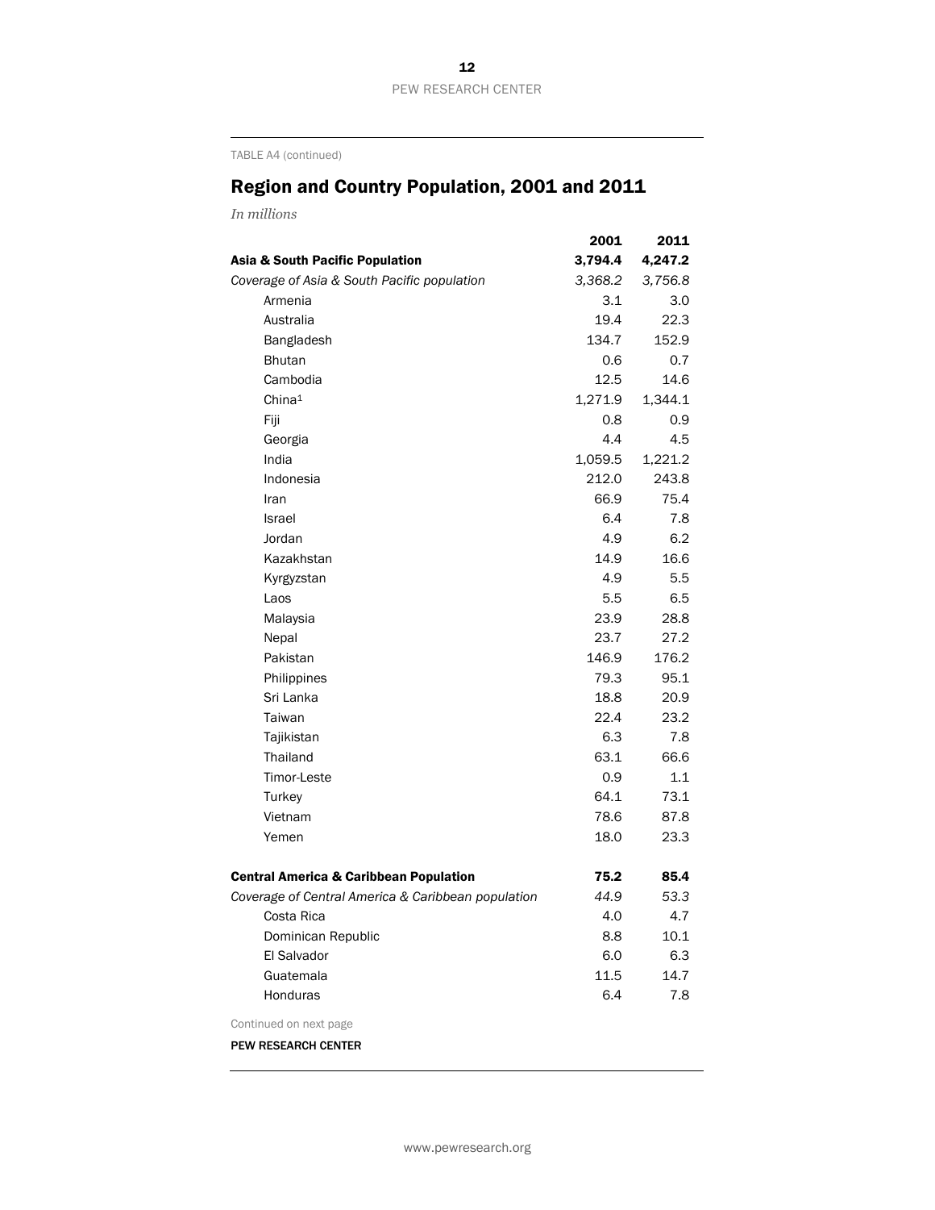TABLE A4 (continued)

## Region and Country Population, 2001 and 2011

*In millions*

| | 2001 | 2011 |
|---|---|---|
| **Asia & South Pacific Population** | **3,794.4** | **4,247.2** |
| *Coverage of Asia & South Pacific population* | *3,368.2* | *3,756.8* |
| Armenia | 3.1 | 3.0 |
| Australia | 19.4 | 22.3 |
| Bangladesh | 134.7 | 152.9 |
| Bhutan | 0.6 | 0.7 |
| Cambodia | 12.5 | 14.6 |
| China[1] | 1,271.9 | 1,344.1 |
| Fiji | 0.8 | 0.9 |
| Georgia | 4.4 | 4.5 |
| India | 1,059.5 | 1,221.2 |
| Indonesia | 212.0 | 243.8 |
| Iran | 66.9 | 75.4 |
| Israel | 6.4 | 7.8 |
| Jordan | 4.9 | 6.2 |
| Kazakhstan | 14.9 | 16.6 |
| Kyrgyzstan | 4.9 | 5.5 |
| Laos | 5.5 | 6.5 |
| Malaysia | 23.9 | 28.8 |
| Nepal | 23.7 | 27.2 |
| Pakistan | 146.9 | 176.2 |
| Philippines | 79.3 | 95.1 |
| Sri Lanka | 18.8 | 20.9 |
| Taiwan | 22.4 | 23.2 |
| Tajikistan | 6.3 | 7.8 |
| Thailand | 63.1 | 66.6 |
| Timor-Leste | 0.9 | 1.1 |
| Turkey | 64.1 | 73.1 |
| Vietnam | 78.6 | 87.8 |
| Yemen | 18.0 | 23.3 |
| | | |
| **Central America & Caribbean Population** | **75.2** | **85.4** |
| *Coverage of Central America & Caribbean population* | *44.9* | *53.3* |
| Costa Rica | 4.0 | 4.7 |
| Dominican Republic | 8.8 | 10.1 |
| El Salvador | 6.0 | 6.3 |
| Guatemala | 11.5 | 14.7 |
| Honduras | 6.4 | 7.8 |

Continued on next page

PEW RESEARCH CENTER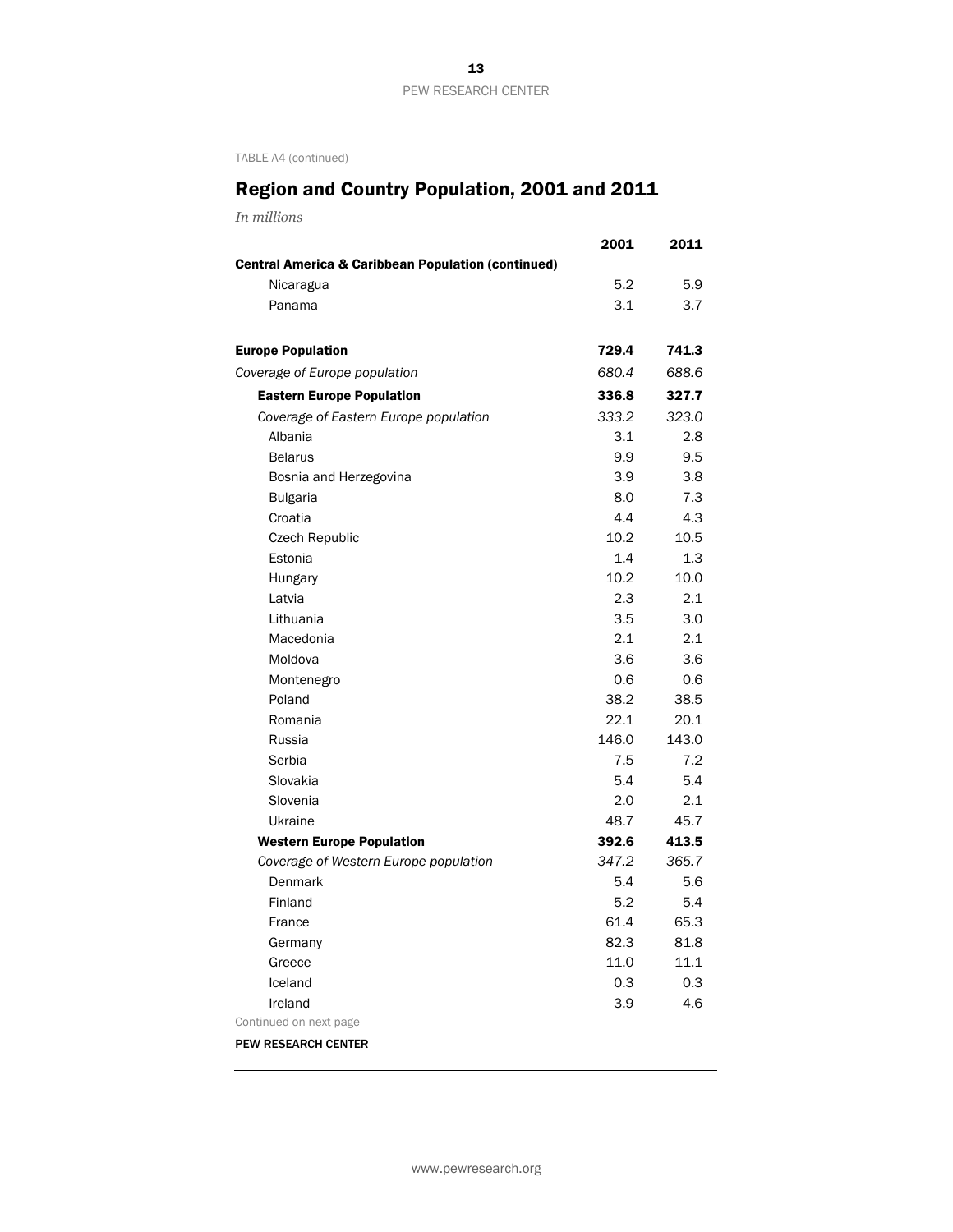TABLE A4 (continued)

## Region and Country Population, 2001 and 2011

*In millions*

| | 2001 | 2011 |
|---|---|---|
| **Central America & Caribbean Population (continued)** | | |
| Nicaragua | 5.2 | 5.9 |
| Panama | 3.1 | 3.7 |
| | | |
| **Europe Population** | **729.4** | **741.3** |
| *Coverage of Europe population* | *680.4* | *688.6* |
| **Eastern Europe Population** | **336.8** | **327.7** |
| *Coverage of Eastern Europe population* | *333.2* | *323.0* |
| Albania | 3.1 | 2.8 |
| Belarus | 9.9 | 9.5 |
| Bosnia and Herzegovina | 3.9 | 3.8 |
| Bulgaria | 8.0 | 7.3 |
| Croatia | 4.4 | 4.3 |
| Czech Republic | 10.2 | 10.5 |
| Estonia | 1.4 | 1.3 |
| Hungary | 10.2 | 10.0 |
| Latvia | 2.3 | 2.1 |
| Lithuania | 3.5 | 3.0 |
| Macedonia | 2.1 | 2.1 |
| Moldova | 3.6 | 3.6 |
| Montenegro | 0.6 | 0.6 |
| Poland | 38.2 | 38.5 |
| Romania | 22.1 | 20.1 |
| Russia | 146.0 | 143.0 |
| Serbia | 7.5 | 7.2 |
| Slovakia | 5.4 | 5.4 |
| Slovenia | 2.0 | 2.1 |
| Ukraine | 48.7 | 45.7 |
| **Western Europe Population** | **392.6** | **413.5** |
| *Coverage of Western Europe population* | *347.2* | *365.7* |
| Denmark | 5.4 | 5.6 |
| Finland | 5.2 | 5.4 |
| France | 61.4 | 65.3 |
| Germany | 82.3 | 81.8 |
| Greece | 11.0 | 11.1 |
| Iceland | 0.3 | 0.3 |
| Ireland | 3.9 | 4.6 |

Continued on next page

PEW RESEARCH CENTER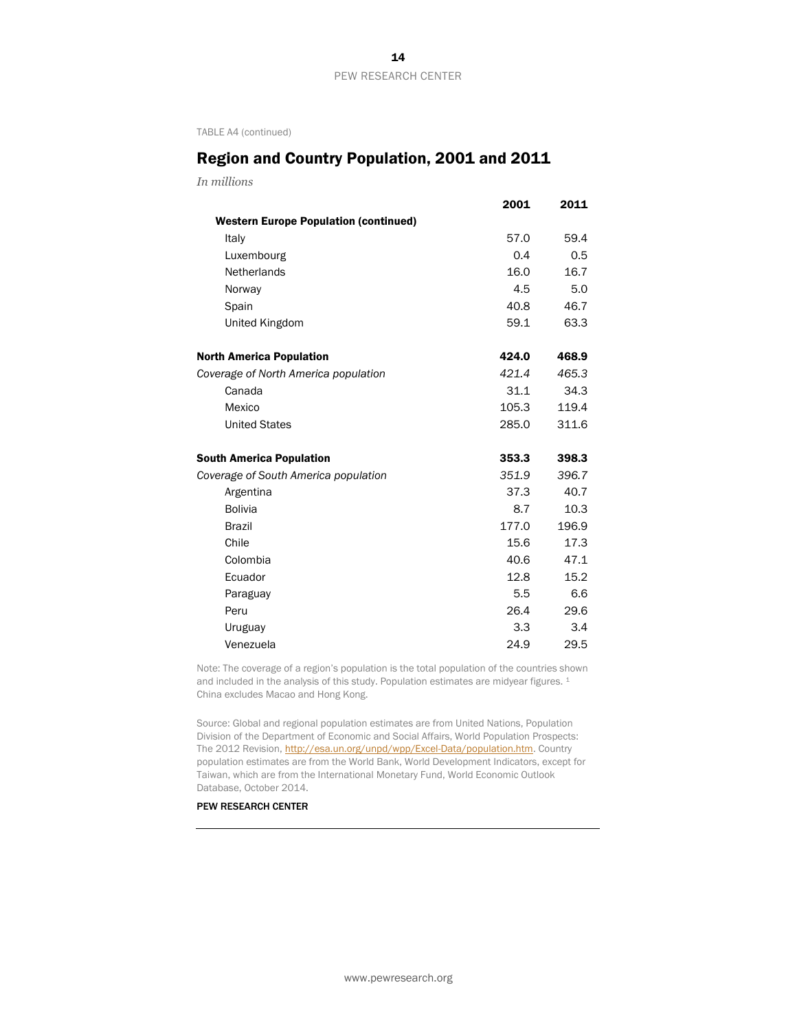TABLE A4 (continued)

## Region and Country Population, 2001 and 2011

*In millions*

| | 2001 | 2011 |
|---|---|---|
| **Western Europe Population (continued)** | | |
| Italy | 57.0 | 59.4 |
| Luxembourg | 0.4 | 0.5 |
| Netherlands | 16.0 | 16.7 |
| Norway | 4.5 | 5.0 |
| Spain | 40.8 | 46.7 |
| United Kingdom | 59.1 | 63.3 |
| **North America Population** | **424.0** | **468.9** |
| *Coverage of North America population* | *421.4* | *465.3* |
| Canada | 31.1 | 34.3 |
| Mexico | 105.3 | 119.4 |
| United States | 285.0 | 311.6 |
| **South America Population** | **353.3** | **398.3** |
| *Coverage of South America population* | *351.9* | *396.7* |
| Argentina | 37.3 | 40.7 |
| Bolivia | 8.7 | 10.3 |
| Brazil | 177.0 | 196.9 |
| Chile | 15.6 | 17.3 |
| Colombia | 40.6 | 47.1 |
| Ecuador | 12.8 | 15.2 |
| Paraguay | 5.5 | 6.6 |
| Peru | 26.4 | 29.6 |
| Uruguay | 3.3 | 3.4 |
| Venezuela | 24.9 | 29.5 |

Note: The coverage of a region's population is the total population of the countries shown and included in the analysis of this study. Population estimates are midyear figures. [1] China excludes Macao and Hong Kong.

Source: Global and regional population estimates are from United Nations, Population Division of the Department of Economic and Social Affairs, World Population Prospects: The 2012 Revision, http://esa.un.org/unpd/wpp/Excel-Data/population.htm. Country population estimates are from the World Bank, World Development Indicators, except for Taiwan, which are from the International Monetary Fund, World Economic Outlook Database, October 2014.

PEW RESEARCH CENTER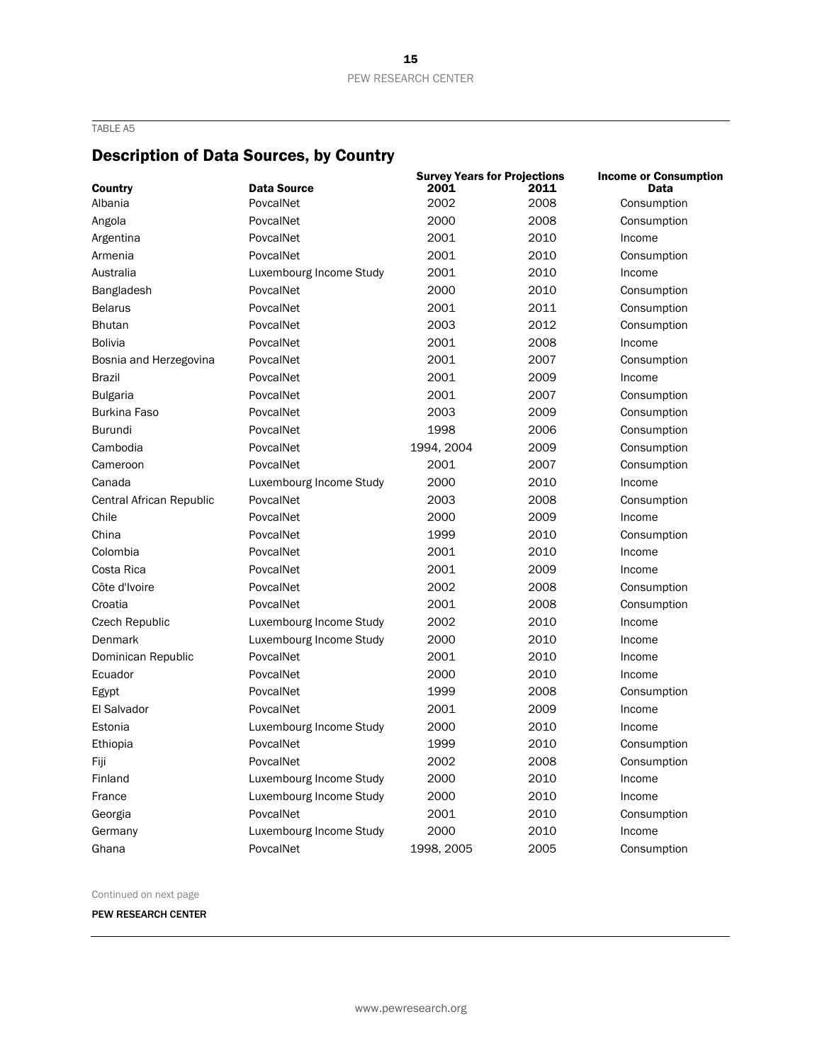TABLE A5

## Description of Data Sources, by Country

| Country | Data Source | Survey Years for Projections | | Income or Consumption Data |
|---|---|---|---|---|
| | | 2001 | 2011 | |
| Albania | PovcalNet | 2002 | 2008 | Consumption |
| Angola | PovcalNet | 2000 | 2008 | Consumption |
| Argentina | PovcalNet | 2001 | 2010 | Income |
| Armenia | PovcalNet | 2001 | 2010 | Consumption |
| Australia | Luxembourg Income Study | 2001 | 2010 | Income |
| Bangladesh | PovcalNet | 2000 | 2010 | Consumption |
| Belarus | PovcalNet | 2001 | 2011 | Consumption |
| Bhutan | PovcalNet | 2003 | 2012 | Consumption |
| Bolivia | PovcalNet | 2001 | 2008 | Income |
| Bosnia and Herzegovina | PovcalNet | 2001 | 2007 | Consumption |
| Brazil | PovcalNet | 2001 | 2009 | Income |
| Bulgaria | PovcalNet | 2001 | 2007 | Consumption |
| Burkina Faso | PovcalNet | 2003 | 2009 | Consumption |
| Burundi | PovcalNet | 1998 | 2006 | Consumption |
| Cambodia | PovcalNet | 1994, 2004 | 2009 | Consumption |
| Cameroon | PovcalNet | 2001 | 2007 | Consumption |
| Canada | Luxembourg Income Study | 2000 | 2010 | Income |
| Central African Republic | PovcalNet | 2003 | 2008 | Consumption |
| Chile | PovcalNet | 2000 | 2009 | Income |
| China | PovcalNet | 1999 | 2010 | Consumption |
| Colombia | PovcalNet | 2001 | 2010 | Income |
| Costa Rica | PovcalNet | 2001 | 2009 | Income |
| Côte d'Ivoire | PovcalNet | 2002 | 2008 | Consumption |
| Croatia | PovcalNet | 2001 | 2008 | Consumption |
| Czech Republic | Luxembourg Income Study | 2002 | 2010 | Income |
| Denmark | Luxembourg Income Study | 2000 | 2010 | Income |
| Dominican Republic | PovcalNet | 2001 | 2010 | Income |
| Ecuador | PovcalNet | 2000 | 2010 | Income |
| Egypt | PovcalNet | 1999 | 2008 | Consumption |
| El Salvador | PovcalNet | 2001 | 2009 | Income |
| Estonia | Luxembourg Income Study | 2000 | 2010 | Income |
| Ethiopia | PovcalNet | 1999 | 2010 | Consumption |
| Fiji | PovcalNet | 2002 | 2008 | Consumption |
| Finland | Luxembourg Income Study | 2000 | 2010 | Income |
| France | Luxembourg Income Study | 2000 | 2010 | Income |
| Georgia | PovcalNet | 2001 | 2010 | Consumption |
| Germany | Luxembourg Income Study | 2000 | 2010 | Income |
| Ghana | PovcalNet | 1998, 2005 | 2005 | Consumption |

Continued on next page

PEW RESEARCH CENTER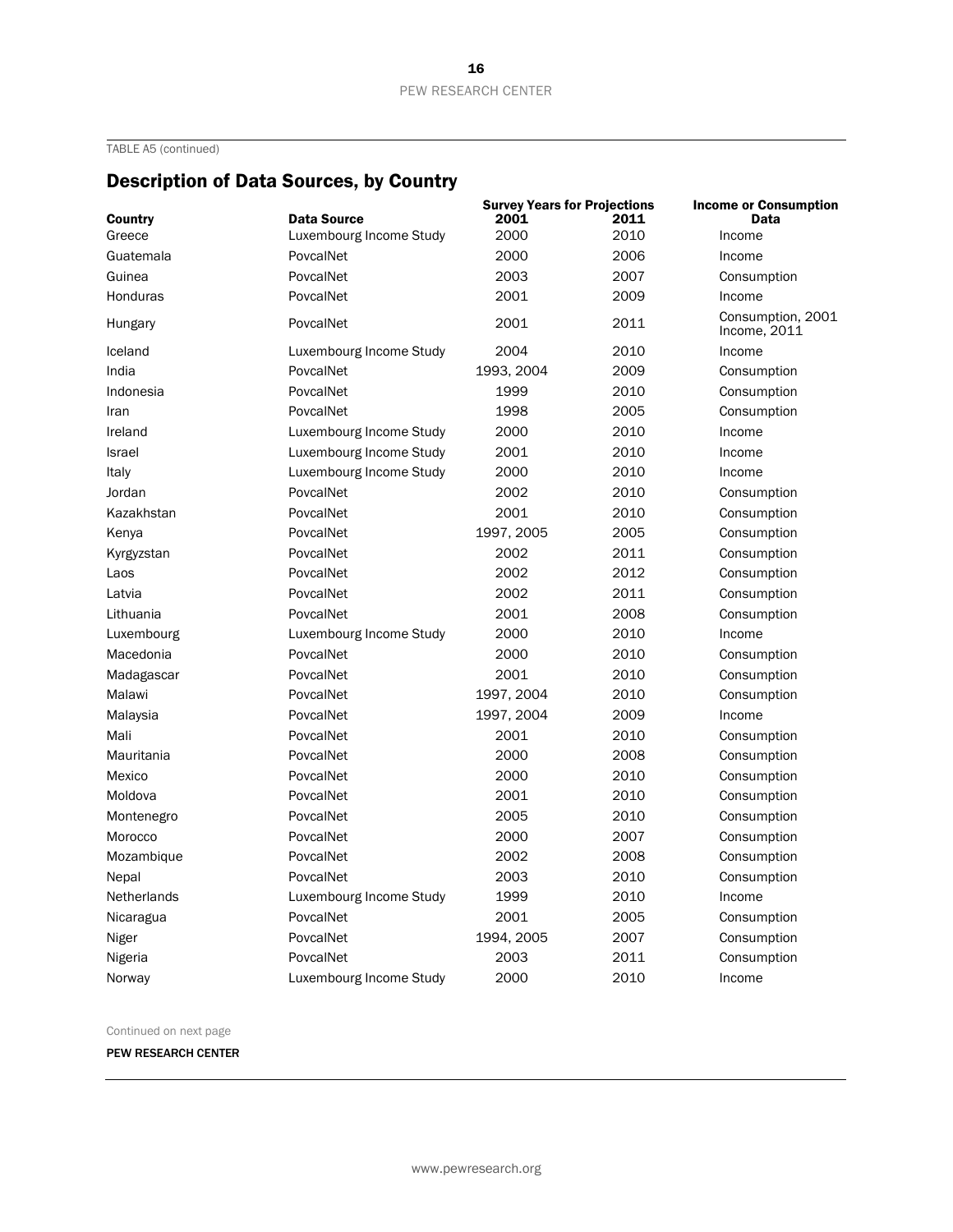TABLE A5 (continued)

## Description of Data Sources, by Country

| Country | Data Source | Survey Years for Projections 2001 | 2011 | Income or Consumption Data |
|---|---|---|---|---|
| Greece | Luxembourg Income Study | 2000 | 2010 | Income |
| Guatemala | PovcalNet | 2000 | 2006 | Income |
| Guinea | PovcalNet | 2003 | 2007 | Consumption |
| Honduras | PovcalNet | 2001 | 2009 | Income |
| Hungary | PovcalNet | 2001 | 2011 | Consumption, 2001 Income, 2011 |
| Iceland | Luxembourg Income Study | 2004 | 2010 | Income |
| India | PovcalNet | 1993, 2004 | 2009 | Consumption |
| Indonesia | PovcalNet | 1999 | 2010 | Consumption |
| Iran | PovcalNet | 1998 | 2005 | Consumption |
| Ireland | Luxembourg Income Study | 2000 | 2010 | Income |
| Israel | Luxembourg Income Study | 2001 | 2010 | Income |
| Italy | Luxembourg Income Study | 2000 | 2010 | Income |
| Jordan | PovcalNet | 2002 | 2010 | Consumption |
| Kazakhstan | PovcalNet | 2001 | 2010 | Consumption |
| Kenya | PovcalNet | 1997, 2005 | 2005 | Consumption |
| Kyrgyzstan | PovcalNet | 2002 | 2011 | Consumption |
| Laos | PovcalNet | 2002 | 2012 | Consumption |
| Latvia | PovcalNet | 2002 | 2011 | Consumption |
| Lithuania | PovcalNet | 2001 | 2008 | Consumption |
| Luxembourg | Luxembourg Income Study | 2000 | 2010 | Income |
| Macedonia | PovcalNet | 2000 | 2010 | Consumption |
| Madagascar | PovcalNet | 2001 | 2010 | Consumption |
| Malawi | PovcalNet | 1997, 2004 | 2010 | Consumption |
| Malaysia | PovcalNet | 1997, 2004 | 2009 | Income |
| Mali | PovcalNet | 2001 | 2010 | Consumption |
| Mauritania | PovcalNet | 2000 | 2008 | Consumption |
| Mexico | PovcalNet | 2000 | 2010 | Consumption |
| Moldova | PovcalNet | 2001 | 2010 | Consumption |
| Montenegro | PovcalNet | 2005 | 2010 | Consumption |
| Morocco | PovcalNet | 2000 | 2007 | Consumption |
| Mozambique | PovcalNet | 2002 | 2008 | Consumption |
| Nepal | PovcalNet | 2003 | 2010 | Consumption |
| Netherlands | Luxembourg Income Study | 1999 | 2010 | Income |
| Nicaragua | PovcalNet | 2001 | 2005 | Consumption |
| Niger | PovcalNet | 1994, 2005 | 2007 | Consumption |
| Nigeria | PovcalNet | 2003 | 2011 | Consumption |
| Norway | Luxembourg Income Study | 2000 | 2010 | Income |

Continued on next page

PEW RESEARCH CENTER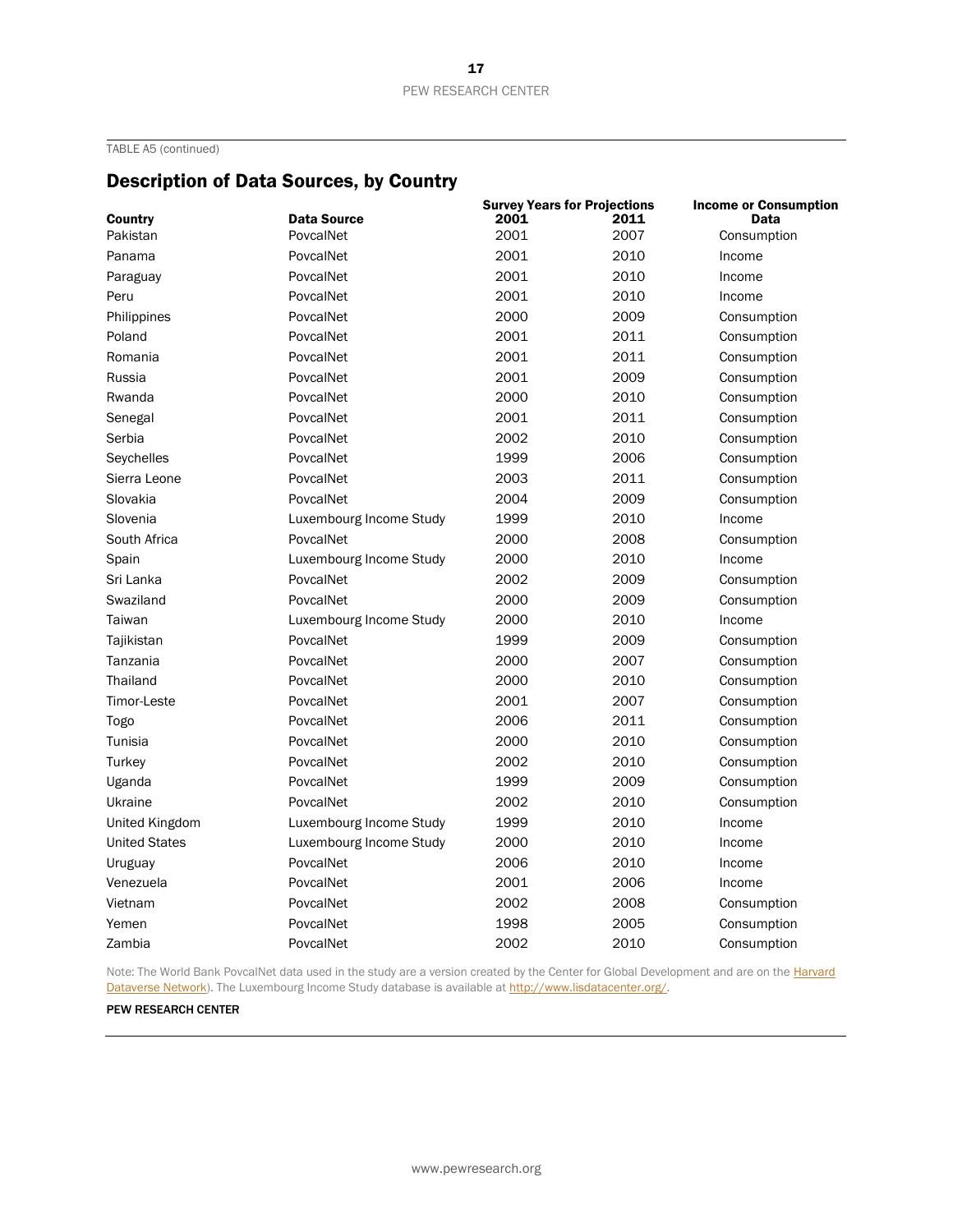TABLE A5 (continued)

## Description of Data Sources, by Country

| Country | Data Source | Survey Years for Projections 2001 | 2011 | Income or Consumption Data |
|---|---|---|---|---|
| Pakistan | PovcalNet | 2001 | 2007 | Consumption |
| Panama | PovcalNet | 2001 | 2010 | Income |
| Paraguay | PovcalNet | 2001 | 2010 | Income |
| Peru | PovcalNet | 2001 | 2010 | Income |
| Philippines | PovcalNet | 2000 | 2009 | Consumption |
| Poland | PovcalNet | 2001 | 2011 | Consumption |
| Romania | PovcalNet | 2001 | 2011 | Consumption |
| Russia | PovcalNet | 2001 | 2009 | Consumption |
| Rwanda | PovcalNet | 2000 | 2010 | Consumption |
| Senegal | PovcalNet | 2001 | 2011 | Consumption |
| Serbia | PovcalNet | 2002 | 2010 | Consumption |
| Seychelles | PovcalNet | 1999 | 2006 | Consumption |
| Sierra Leone | PovcalNet | 2003 | 2011 | Consumption |
| Slovakia | PovcalNet | 2004 | 2009 | Consumption |
| Slovenia | Luxembourg Income Study | 1999 | 2010 | Income |
| South Africa | PovcalNet | 2000 | 2008 | Consumption |
| Spain | Luxembourg Income Study | 2000 | 2010 | Income |
| Sri Lanka | PovcalNet | 2002 | 2009 | Consumption |
| Swaziland | PovcalNet | 2000 | 2009 | Consumption |
| Taiwan | Luxembourg Income Study | 2000 | 2010 | Income |
| Tajikistan | PovcalNet | 1999 | 2009 | Consumption |
| Tanzania | PovcalNet | 2000 | 2007 | Consumption |
| Thailand | PovcalNet | 2000 | 2010 | Consumption |
| Timor-Leste | PovcalNet | 2001 | 2007 | Consumption |
| Togo | PovcalNet | 2006 | 2011 | Consumption |
| Tunisia | PovcalNet | 2000 | 2010 | Consumption |
| Turkey | PovcalNet | 2002 | 2010 | Consumption |
| Uganda | PovcalNet | 1999 | 2009 | Consumption |
| Ukraine | PovcalNet | 2002 | 2010 | Consumption |
| United Kingdom | Luxembourg Income Study | 1999 | 2010 | Income |
| United States | Luxembourg Income Study | 2000 | 2010 | Income |
| Uruguay | PovcalNet | 2006 | 2010 | Income |
| Venezuela | PovcalNet | 2001 | 2006 | Income |
| Vietnam | PovcalNet | 2002 | 2008 | Consumption |
| Yemen | PovcalNet | 1998 | 2005 | Consumption |
| Zambia | PovcalNet | 2002 | 2010 | Consumption |

Note: The World Bank PovcalNet data used in the study are a version created by the Center for Global Development and are on the Harvard Dataverse Network). The Luxembourg Income Study database is available at http://www.lisdatacenter.org/.

PEW RESEARCH CENTER